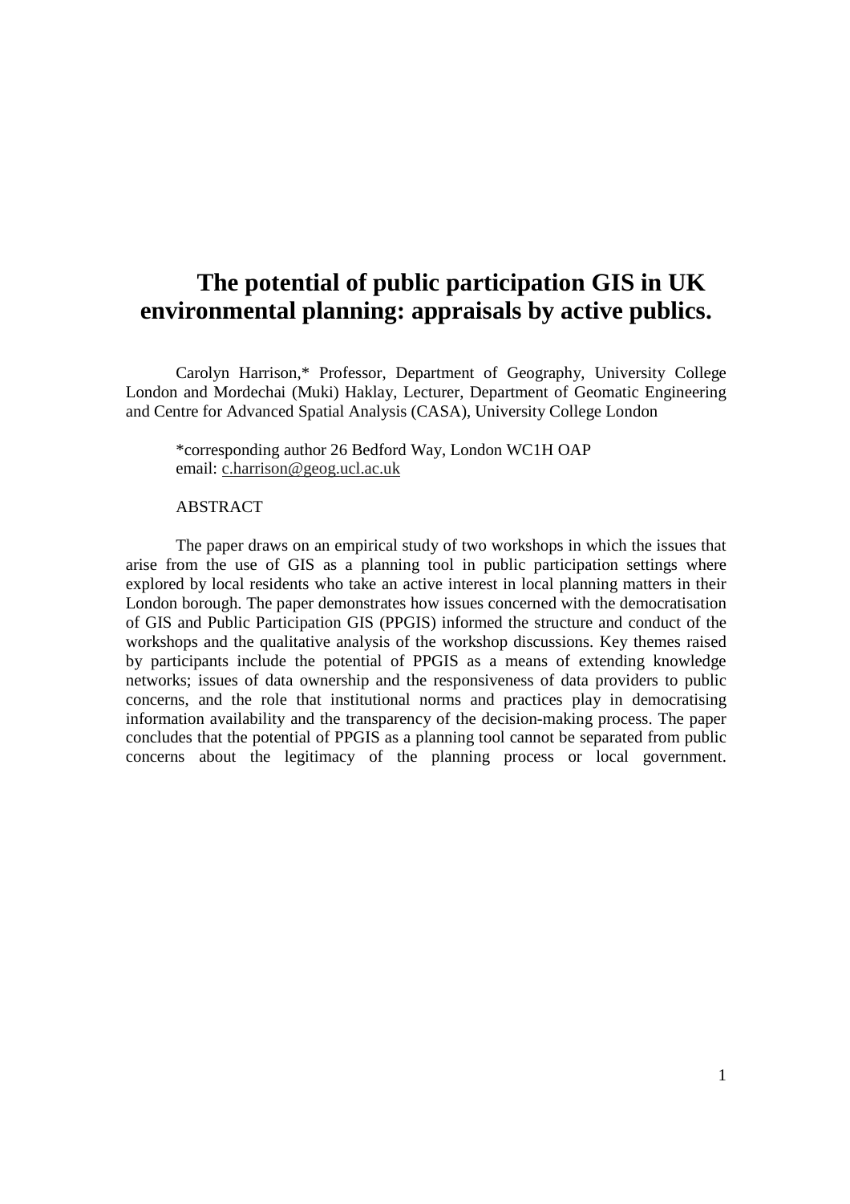# The potential of public participation GIS in UK environmental planning: appraisals by active publics.

Carolyn Harrison,* Professor, Department of Geography, University College London and Mordechai (Muki) Haklay, Lecturer, Department of Geomatic Engineering and Centre for Advanced Spatial Analysis (CASA), University College London

*corresponding author 26 Bedford Way, London WC1H OAP
email: c.harrison@geog.ucl.ac.uk

## ABSTRACT

The paper draws on an empirical study of two workshops in which the issues that arise from the use of GIS as a planning tool in public participation settings where explored by local residents who take an active interest in local planning matters in their London borough. The paper demonstrates how issues concerned with the democratisation of GIS and Public Participation GIS (PPGIS) informed the structure and conduct of the workshops and the qualitative analysis of the workshop discussions. Key themes raised by participants include the potential of PPGIS as a means of extending knowledge networks; issues of data ownership and the responsiveness of data providers to public concerns, and the role that institutional norms and practices play in democratising information availability and the transparency of the decision-making process. The paper concludes that the potential of PPGIS as a planning tool cannot be separated from public concerns about the legitimacy of the planning process or local government.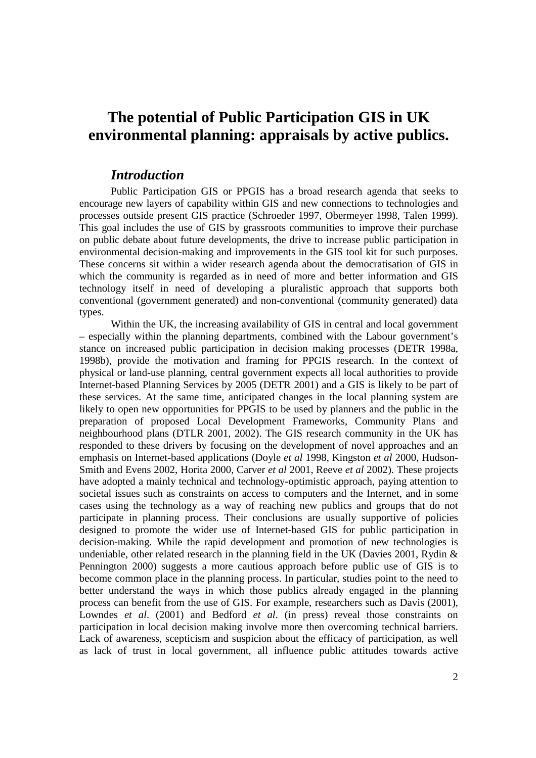# The potential of Public Participation GIS in UK environmental planning: appraisals by active publics.

## *Introduction*

Public Participation GIS or PPGIS has a broad research agenda that seeks to encourage new layers of capability within GIS and new connections to technologies and processes outside present GIS practice (Schroeder 1997, Obermeyer 1998, Talen 1999). This goal includes the use of GIS by grassroots communities to improve their purchase on public debate about future developments, the drive to increase public participation in environmental decision-making and improvements in the GIS tool kit for such purposes. These concerns sit within a wider research agenda about the democratisation of GIS in which the community is regarded as in need of more and better information and GIS technology itself in need of developing a pluralistic approach that supports both conventional (government generated) and non-conventional (community generated) data types.

Within the UK, the increasing availability of GIS in central and local government – especially within the planning departments, combined with the Labour government's stance on increased public participation in decision making processes (DETR 1998a, 1998b), provide the motivation and framing for PPGIS research. In the context of physical or land-use planning, central government expects all local authorities to provide Internet-based Planning Services by 2005 (DETR 2001) and a GIS is likely to be part of these services. At the same time, anticipated changes in the local planning system are likely to open new opportunities for PPGIS to be used by planners and the public in the preparation of proposed Local Development Frameworks, Community Plans and neighbourhood plans (DTLR 2001, 2002). The GIS research community in the UK has responded to these drivers by focusing on the development of novel approaches and an emphasis on Internet-based applications (Doyle *et al* 1998, Kingston *et al* 2000, Hudson-Smith and Evens 2002, Horita 2000, Carver *et al* 2001, Reeve *et al* 2002). These projects have adopted a mainly technical and technology-optimistic approach, paying attention to societal issues such as constraints on access to computers and the Internet, and in some cases using the technology as a way of reaching new publics and groups that do not participate in planning process. Their conclusions are usually supportive of policies designed to promote the wider use of Internet-based GIS for public participation in decision-making. While the rapid development and promotion of new technologies is undeniable, other related research in the planning field in the UK (Davies 2001, Rydin & Pennington 2000) suggests a more cautious approach before public use of GIS is to become common place in the planning process. In particular, studies point to the need to better understand the ways in which those publics already engaged in the planning process can benefit from the use of GIS. For example, researchers such as Davis (2001), Lowndes *et al*. (2001) and Bedford *et al*. (in press) reveal those constraints on participation in local decision making involve more then overcoming technical barriers. Lack of awareness, scepticism and suspicion about the efficacy of participation, as well as lack of trust in local government, all influence public attitudes towards active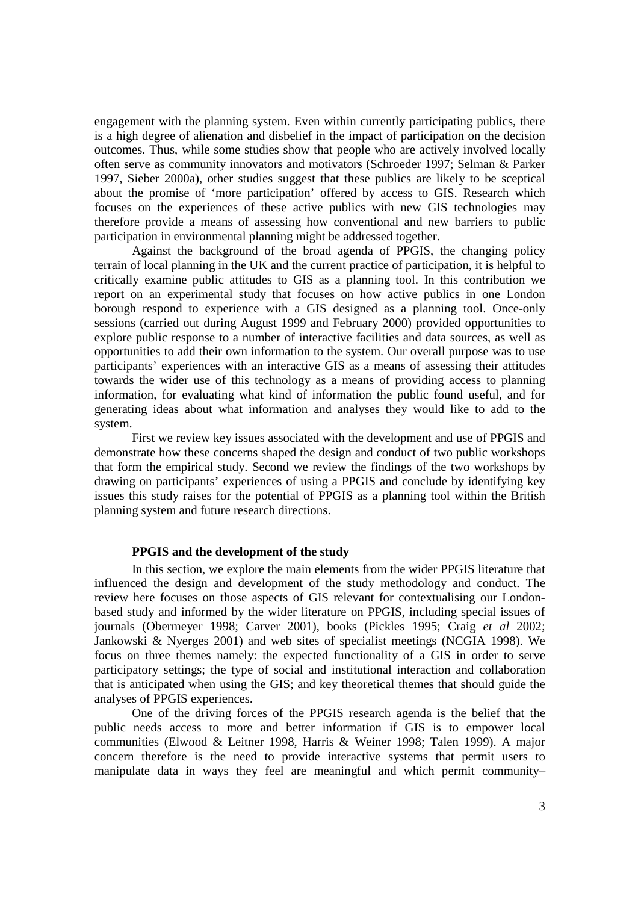engagement with the planning system. Even within currently participating publics, there is a high degree of alienation and disbelief in the impact of participation on the decision outcomes. Thus, while some studies show that people who are actively involved locally often serve as community innovators and motivators (Schroeder 1997; Selman & Parker 1997, Sieber 2000a), other studies suggest that these publics are likely to be sceptical about the promise of 'more participation' offered by access to GIS. Research which focuses on the experiences of these active publics with new GIS technologies may therefore provide a means of assessing how conventional and new barriers to public participation in environmental planning might be addressed together.

Against the background of the broad agenda of PPGIS, the changing policy terrain of local planning in the UK and the current practice of participation, it is helpful to critically examine public attitudes to GIS as a planning tool. In this contribution we report on an experimental study that focuses on how active publics in one London borough respond to experience with a GIS designed as a planning tool. Once-only sessions (carried out during August 1999 and February 2000) provided opportunities to explore public response to a number of interactive facilities and data sources, as well as opportunities to add their own information to the system. Our overall purpose was to use participants' experiences with an interactive GIS as a means of assessing their attitudes towards the wider use of this technology as a means of providing access to planning information, for evaluating what kind of information the public found useful, and for generating ideas about what information and analyses they would like to add to the system.

First we review key issues associated with the development and use of PPGIS and demonstrate how these concerns shaped the design and conduct of two public workshops that form the empirical study. Second we review the findings of the two workshops by drawing on participants' experiences of using a PPGIS and conclude by identifying key issues this study raises for the potential of PPGIS as a planning tool within the British planning system and future research directions.

## PPGIS and the development of the study

In this section, we explore the main elements from the wider PPGIS literature that influenced the design and development of the study methodology and conduct. The review here focuses on those aspects of GIS relevant for contextualising our London-based study and informed by the wider literature on PPGIS, including special issues of journals (Obermeyer 1998; Carver 2001), books (Pickles 1995; Craig *et al* 2002; Jankowski & Nyerges 2001) and web sites of specialist meetings (NCGIA 1998). We focus on three themes namely: the expected functionality of a GIS in order to serve participatory settings; the type of social and institutional interaction and collaboration that is anticipated when using the GIS; and key theoretical themes that should guide the analyses of PPGIS experiences.

One of the driving forces of the PPGIS research agenda is the belief that the public needs access to more and better information if GIS is to empower local communities (Elwood & Leitner 1998, Harris & Weiner 1998; Talen 1999). A major concern therefore is the need to provide interactive systems that permit users to manipulate data in ways they feel are meaningful and which permit community–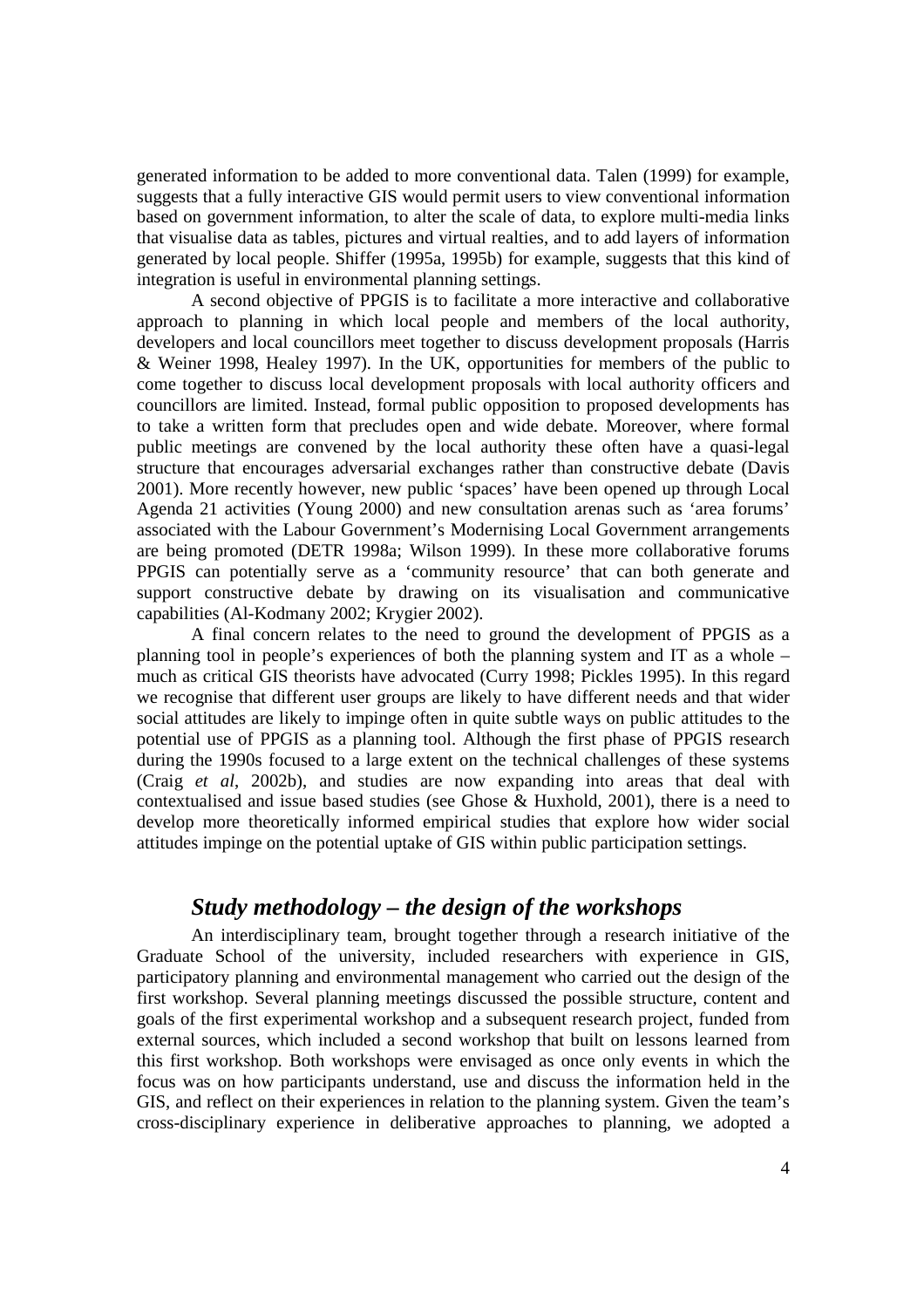generated information to be added to more conventional data. Talen (1999) for example, suggests that a fully interactive GIS would permit users to view conventional information based on government information, to alter the scale of data, to explore multi-media links that visualise data as tables, pictures and virtual realties, and to add layers of information generated by local people. Shiffer (1995a, 1995b) for example, suggests that this kind of integration is useful in environmental planning settings.

A second objective of PPGIS is to facilitate a more interactive and collaborative approach to planning in which local people and members of the local authority, developers and local councillors meet together to discuss development proposals (Harris & Weiner 1998, Healey 1997). In the UK, opportunities for members of the public to come together to discuss local development proposals with local authority officers and councillors are limited. Instead, formal public opposition to proposed developments has to take a written form that precludes open and wide debate. Moreover, where formal public meetings are convened by the local authority these often have a quasi-legal structure that encourages adversarial exchanges rather than constructive debate (Davis 2001). More recently however, new public 'spaces' have been opened up through Local Agenda 21 activities (Young 2000) and new consultation arenas such as 'area forums' associated with the Labour Government's Modernising Local Government arrangements are being promoted (DETR 1998a; Wilson 1999). In these more collaborative forums PPGIS can potentially serve as a 'community resource' that can both generate and support constructive debate by drawing on its visualisation and communicative capabilities (Al-Kodmany 2002; Krygier 2002).

A final concern relates to the need to ground the development of PPGIS as a planning tool in people's experiences of both the planning system and IT as a whole – much as critical GIS theorists have advocated (Curry 1998; Pickles 1995). In this regard we recognise that different user groups are likely to have different needs and that wider social attitudes are likely to impinge often in quite subtle ways on public attitudes to the potential use of PPGIS as a planning tool. Although the first phase of PPGIS research during the 1990s focused to a large extent on the technical challenges of these systems (Craig *et al*, 2002b), and studies are now expanding into areas that deal with contextualised and issue based studies (see Ghose & Huxhold, 2001), there is a need to develop more theoretically informed empirical studies that explore how wider social attitudes impinge on the potential uptake of GIS within public participation settings.

## *Study methodology – the design of the workshops*

An interdisciplinary team, brought together through a research initiative of the Graduate School of the university, included researchers with experience in GIS, participatory planning and environmental management who carried out the design of the first workshop. Several planning meetings discussed the possible structure, content and goals of the first experimental workshop and a subsequent research project, funded from external sources, which included a second workshop that built on lessons learned from this first workshop. Both workshops were envisaged as once only events in which the focus was on how participants understand, use and discuss the information held in the GIS, and reflect on their experiences in relation to the planning system. Given the team's cross-disciplinary experience in deliberative approaches to planning, we adopted a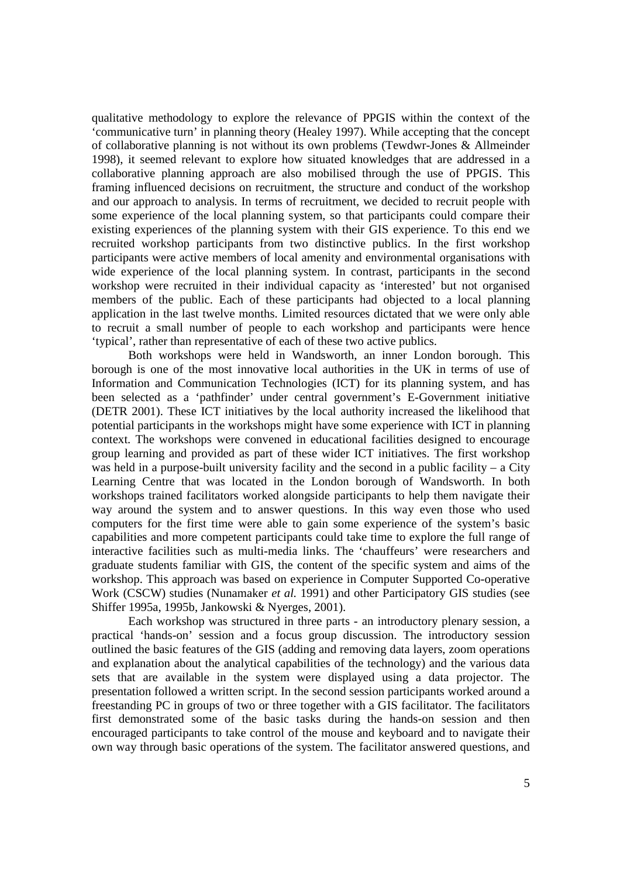qualitative methodology to explore the relevance of PPGIS within the context of the 'communicative turn' in planning theory (Healey 1997). While accepting that the concept of collaborative planning is not without its own problems (Tewdwr-Jones & Allmeinder 1998), it seemed relevant to explore how situated knowledges that are addressed in a collaborative planning approach are also mobilised through the use of PPGIS. This framing influenced decisions on recruitment, the structure and conduct of the workshop and our approach to analysis. In terms of recruitment, we decided to recruit people with some experience of the local planning system, so that participants could compare their existing experiences of the planning system with their GIS experience. To this end we recruited workshop participants from two distinctive publics. In the first workshop participants were active members of local amenity and environmental organisations with wide experience of the local planning system. In contrast, participants in the second workshop were recruited in their individual capacity as 'interested' but not organised members of the public. Each of these participants had objected to a local planning application in the last twelve months. Limited resources dictated that we were only able to recruit a small number of people to each workshop and participants were hence 'typical', rather than representative of each of these two active publics.

Both workshops were held in Wandsworth, an inner London borough. This borough is one of the most innovative local authorities in the UK in terms of use of Information and Communication Technologies (ICT) for its planning system, and has been selected as a 'pathfinder' under central government's E-Government initiative (DETR 2001). These ICT initiatives by the local authority increased the likelihood that potential participants in the workshops might have some experience with ICT in planning context. The workshops were convened in educational facilities designed to encourage group learning and provided as part of these wider ICT initiatives. The first workshop was held in a purpose-built university facility and the second in a public facility – a City Learning Centre that was located in the London borough of Wandsworth. In both workshops trained facilitators worked alongside participants to help them navigate their way around the system and to answer questions. In this way even those who used computers for the first time were able to gain some experience of the system's basic capabilities and more competent participants could take time to explore the full range of interactive facilities such as multi-media links. The 'chauffeurs' were researchers and graduate students familiar with GIS, the content of the specific system and aims of the workshop. This approach was based on experience in Computer Supported Co-operative Work (CSCW) studies (Nunamaker *et al.* 1991) and other Participatory GIS studies (see Shiffer 1995a, 1995b, Jankowski & Nyerges, 2001).

Each workshop was structured in three parts - an introductory plenary session, a practical 'hands-on' session and a focus group discussion. The introductory session outlined the basic features of the GIS (adding and removing data layers, zoom operations and explanation about the analytical capabilities of the technology) and the various data sets that are available in the system were displayed using a data projector. The presentation followed a written script. In the second session participants worked around a freestanding PC in groups of two or three together with a GIS facilitator. The facilitators first demonstrated some of the basic tasks during the hands-on session and then encouraged participants to take control of the mouse and keyboard and to navigate their own way through basic operations of the system. The facilitator answered questions, and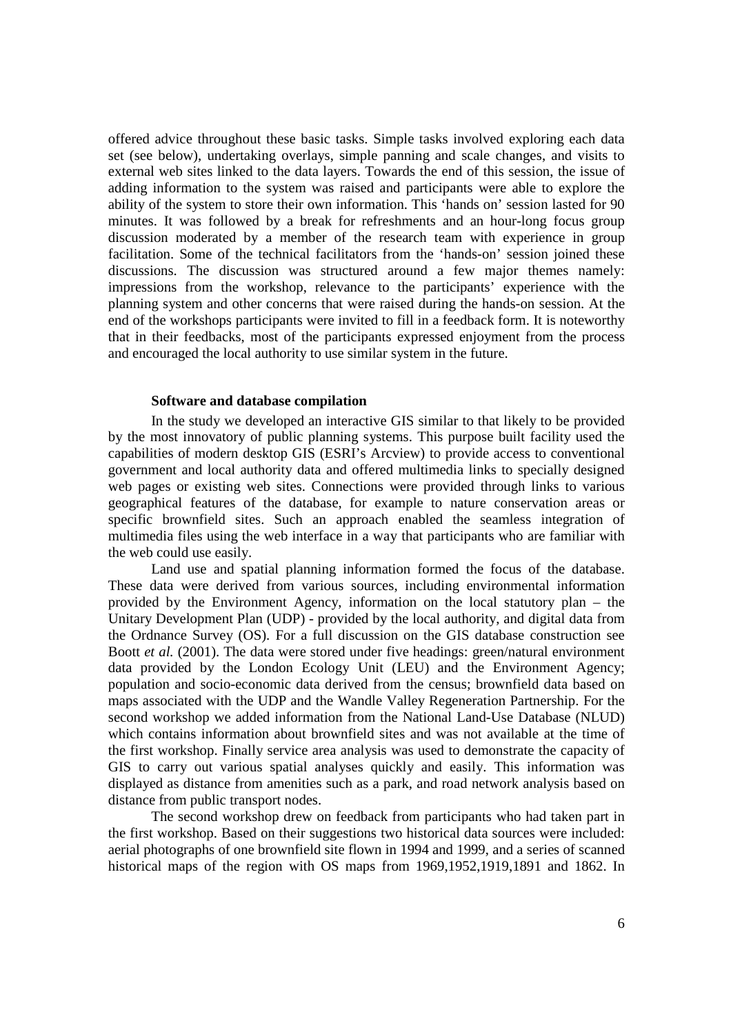offered advice throughout these basic tasks. Simple tasks involved exploring each data set (see below), undertaking overlays, simple panning and scale changes, and visits to external web sites linked to the data layers. Towards the end of this session, the issue of adding information to the system was raised and participants were able to explore the ability of the system to store their own information. This 'hands on' session lasted for 90 minutes. It was followed by a break for refreshments and an hour-long focus group discussion moderated by a member of the research team with experience in group facilitation. Some of the technical facilitators from the 'hands-on' session joined these discussions. The discussion was structured around a few major themes namely: impressions from the workshop, relevance to the participants' experience with the planning system and other concerns that were raised during the hands-on session. At the end of the workshops participants were invited to fill in a feedback form. It is noteworthy that in their feedbacks, most of the participants expressed enjoyment from the process and encouraged the local authority to use similar system in the future.

### Software and database compilation

In the study we developed an interactive GIS similar to that likely to be provided by the most innovatory of public planning systems. This purpose built facility used the capabilities of modern desktop GIS (ESRI's Arcview) to provide access to conventional government and local authority data and offered multimedia links to specially designed web pages or existing web sites. Connections were provided through links to various geographical features of the database, for example to nature conservation areas or specific brownfield sites. Such an approach enabled the seamless integration of multimedia files using the web interface in a way that participants who are familiar with the web could use easily.

Land use and spatial planning information formed the focus of the database. These data were derived from various sources, including environmental information provided by the Environment Agency, information on the local statutory plan – the Unitary Development Plan (UDP) - provided by the local authority, and digital data from the Ordnance Survey (OS). For a full discussion on the GIS database construction see Boott *et al.* (2001). The data were stored under five headings: green/natural environment data provided by the London Ecology Unit (LEU) and the Environment Agency; population and socio-economic data derived from the census; brownfield data based on maps associated with the UDP and the Wandle Valley Regeneration Partnership. For the second workshop we added information from the National Land-Use Database (NLUD) which contains information about brownfield sites and was not available at the time of the first workshop. Finally service area analysis was used to demonstrate the capacity of GIS to carry out various spatial analyses quickly and easily. This information was displayed as distance from amenities such as a park, and road network analysis based on distance from public transport nodes.

The second workshop drew on feedback from participants who had taken part in the first workshop. Based on their suggestions two historical data sources were included: aerial photographs of one brownfield site flown in 1994 and 1999, and a series of scanned historical maps of the region with OS maps from 1969,1952,1919,1891 and 1862. In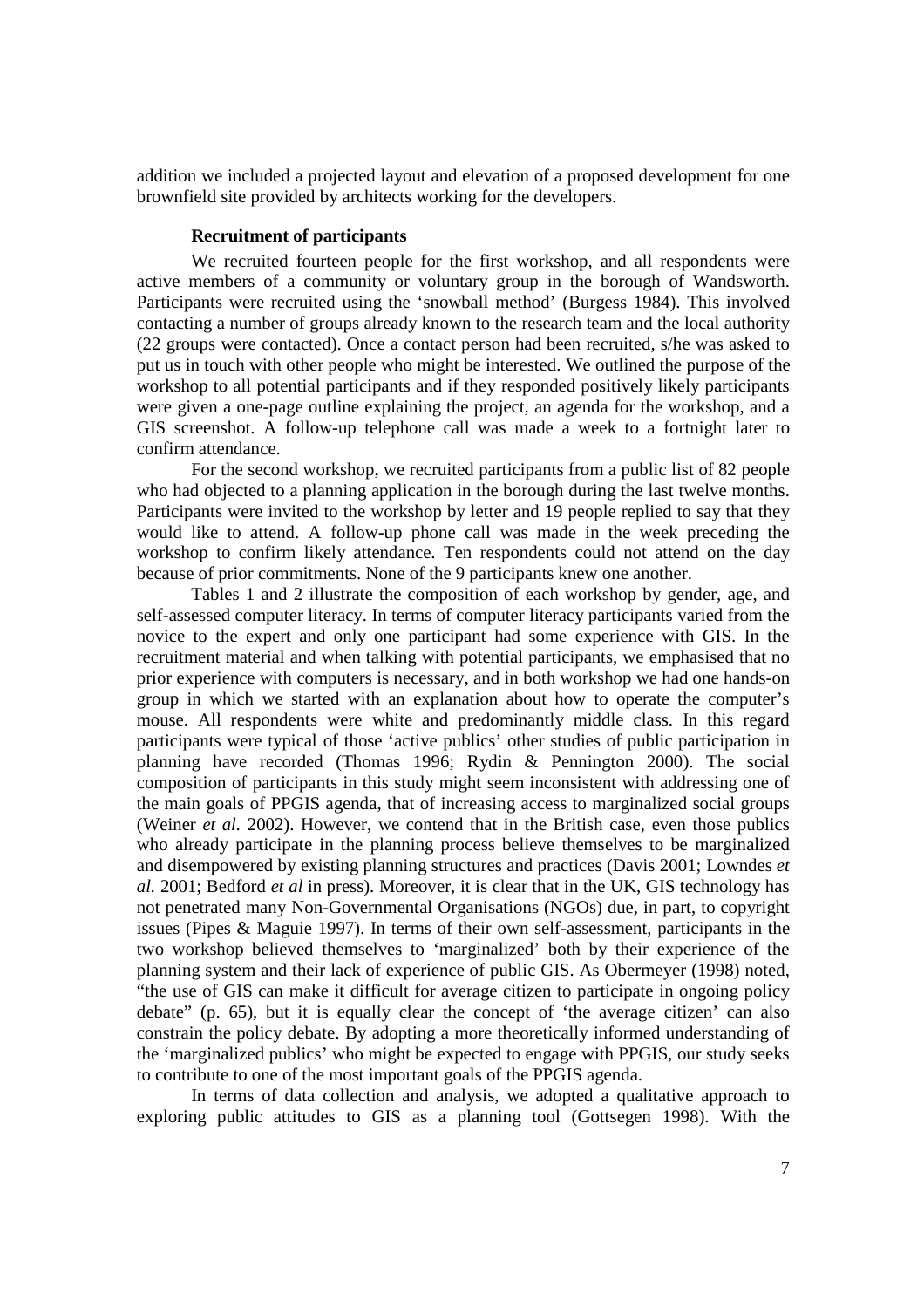addition we included a projected layout and elevation of a proposed development for one brownfield site provided by architects working for the developers.

### Recruitment of participants

We recruited fourteen people for the first workshop, and all respondents were active members of a community or voluntary group in the borough of Wandsworth. Participants were recruited using the 'snowball method' (Burgess 1984). This involved contacting a number of groups already known to the research team and the local authority (22 groups were contacted). Once a contact person had been recruited, s/he was asked to put us in touch with other people who might be interested. We outlined the purpose of the workshop to all potential participants and if they responded positively likely participants were given a one-page outline explaining the project, an agenda for the workshop, and a GIS screenshot. A follow-up telephone call was made a week to a fortnight later to confirm attendance.

For the second workshop, we recruited participants from a public list of 82 people who had objected to a planning application in the borough during the last twelve months. Participants were invited to the workshop by letter and 19 people replied to say that they would like to attend. A follow-up phone call was made in the week preceding the workshop to confirm likely attendance. Ten respondents could not attend on the day because of prior commitments. None of the 9 participants knew one another.

Tables 1 and 2 illustrate the composition of each workshop by gender, age, and self-assessed computer literacy. In terms of computer literacy participants varied from the novice to the expert and only one participant had some experience with GIS. In the recruitment material and when talking with potential participants, we emphasised that no prior experience with computers is necessary, and in both workshop we had one hands-on group in which we started with an explanation about how to operate the computer's mouse. All respondents were white and predominantly middle class. In this regard participants were typical of those 'active publics' other studies of public participation in planning have recorded (Thomas 1996; Rydin & Pennington 2000). The social composition of participants in this study might seem inconsistent with addressing one of the main goals of PPGIS agenda, that of increasing access to marginalized social groups (Weiner *et al.* 2002). However, we contend that in the British case, even those publics who already participate in the planning process believe themselves to be marginalized and disempowered by existing planning structures and practices (Davis 2001; Lowndes *et al.* 2001; Bedford *et al* in press). Moreover, it is clear that in the UK, GIS technology has not penetrated many Non-Governmental Organisations (NGOs) due, in part, to copyright issues (Pipes & Maguie 1997). In terms of their own self-assessment, participants in the two workshop believed themselves to 'marginalized' both by their experience of the planning system and their lack of experience of public GIS. As Obermeyer (1998) noted, "the use of GIS can make it difficult for average citizen to participate in ongoing policy debate" (p. 65), but it is equally clear the concept of 'the average citizen' can also constrain the policy debate. By adopting a more theoretically informed understanding of the 'marginalized publics' who might be expected to engage with PPGIS, our study seeks to contribute to one of the most important goals of the PPGIS agenda.

In terms of data collection and analysis, we adopted a qualitative approach to exploring public attitudes to GIS as a planning tool (Gottsegen 1998). With the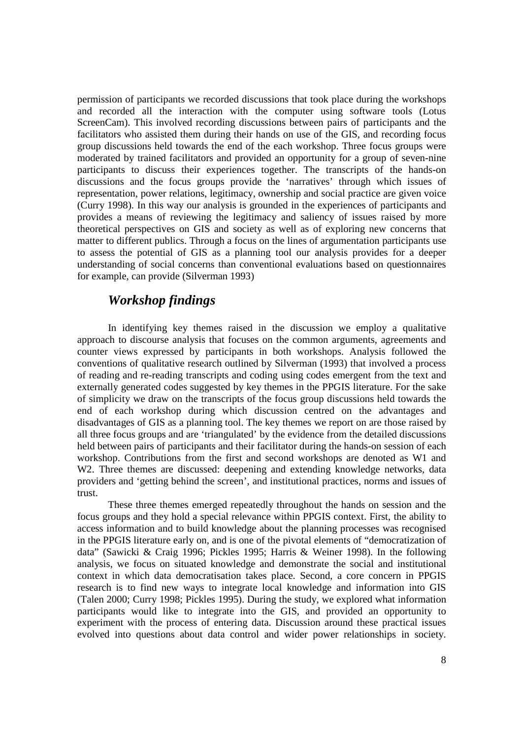permission of participants we recorded discussions that took place during the workshops and recorded all the interaction with the computer using software tools (Lotus ScreenCam). This involved recording discussions between pairs of participants and the facilitators who assisted them during their hands on use of the GIS, and recording focus group discussions held towards the end of the each workshop. Three focus groups were moderated by trained facilitators and provided an opportunity for a group of seven-nine participants to discuss their experiences together. The transcripts of the hands-on discussions and the focus groups provide the 'narratives' through which issues of representation, power relations, legitimacy, ownership and social practice are given voice (Curry 1998). In this way our analysis is grounded in the experiences of participants and provides a means of reviewing the legitimacy and saliency of issues raised by more theoretical perspectives on GIS and society as well as of exploring new concerns that matter to different publics. Through a focus on the lines of argumentation participants use to assess the potential of GIS as a planning tool our analysis provides for a deeper understanding of social concerns than conventional evaluations based on questionnaires for example, can provide (Silverman 1993)

## *Workshop findings*

In identifying key themes raised in the discussion we employ a qualitative approach to discourse analysis that focuses on the common arguments, agreements and counter views expressed by participants in both workshops. Analysis followed the conventions of qualitative research outlined by Silverman (1993) that involved a process of reading and re-reading transcripts and coding using codes emergent from the text and externally generated codes suggested by key themes in the PPGIS literature. For the sake of simplicity we draw on the transcripts of the focus group discussions held towards the end of each workshop during which discussion centred on the advantages and disadvantages of GIS as a planning tool. The key themes we report on are those raised by all three focus groups and are 'triangulated' by the evidence from the detailed discussions held between pairs of participants and their facilitator during the hands-on session of each workshop. Contributions from the first and second workshops are denoted as W1 and W2. Three themes are discussed: deepening and extending knowledge networks, data providers and 'getting behind the screen', and institutional practices, norms and issues of trust.

These three themes emerged repeatedly throughout the hands on session and the focus groups and they hold a special relevance within PPGIS context. First, the ability to access information and to build knowledge about the planning processes was recognised in the PPGIS literature early on, and is one of the pivotal elements of "democratization of data" (Sawicki & Craig 1996; Pickles 1995; Harris & Weiner 1998). In the following analysis, we focus on situated knowledge and demonstrate the social and institutional context in which data democratisation takes place. Second, a core concern in PPGIS research is to find new ways to integrate local knowledge and information into GIS (Talen 2000; Curry 1998; Pickles 1995). During the study, we explored what information participants would like to integrate into the GIS, and provided an opportunity to experiment with the process of entering data. Discussion around these practical issues evolved into questions about data control and wider power relationships in society.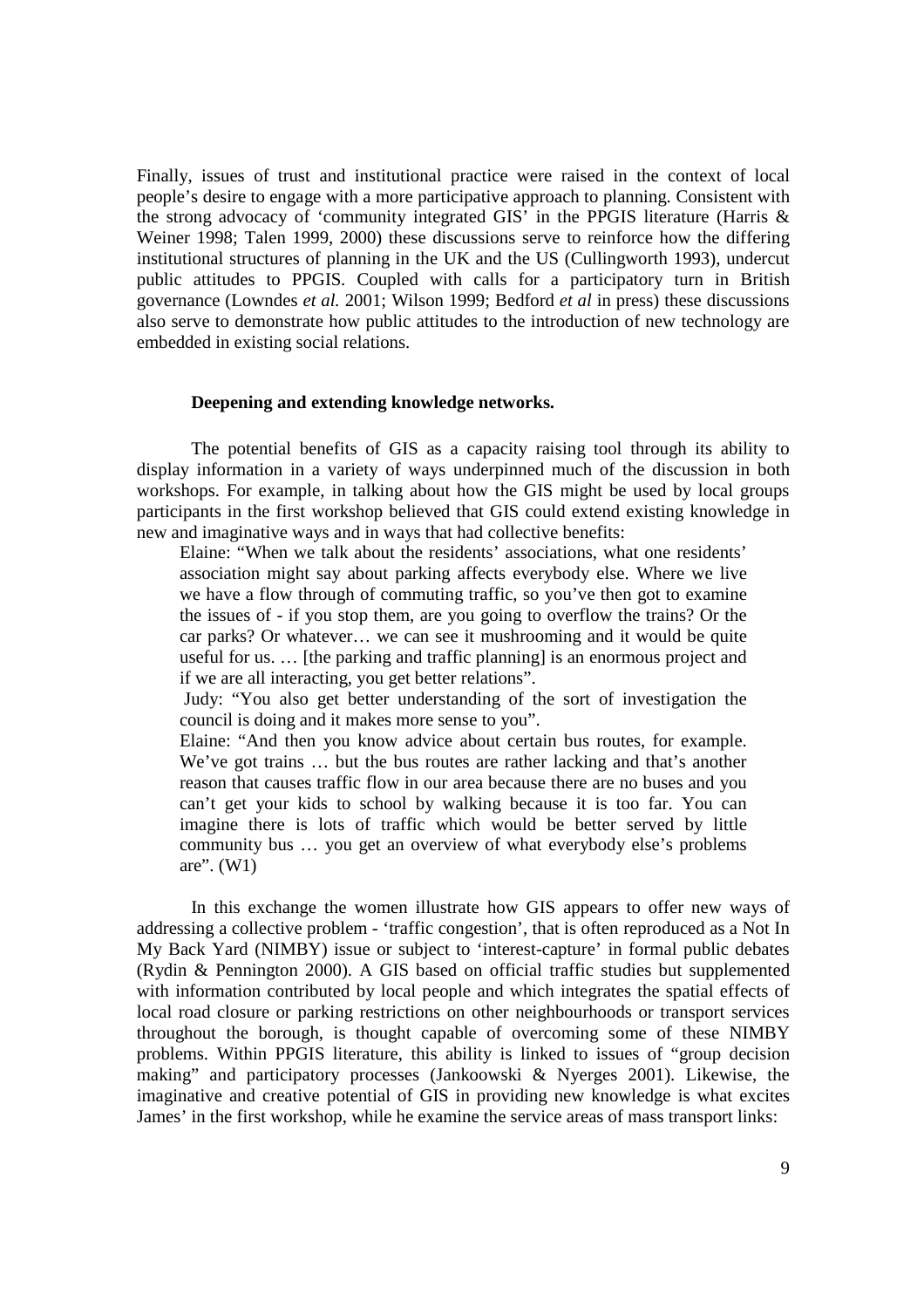Finally, issues of trust and institutional practice were raised in the context of local people's desire to engage with a more participative approach to planning. Consistent with the strong advocacy of 'community integrated GIS' in the PPGIS literature (Harris & Weiner 1998; Talen 1999, 2000) these discussions serve to reinforce how the differing institutional structures of planning in the UK and the US (Cullingworth 1993), undercut public attitudes to PPGIS. Coupled with calls for a participatory turn in British governance (Lowndes *et al.* 2001; Wilson 1999; Bedford *et al* in press) these discussions also serve to demonstrate how public attitudes to the introduction of new technology are embedded in existing social relations.

### Deepening and extending knowledge networks.

The potential benefits of GIS as a capacity raising tool through its ability to display information in a variety of ways underpinned much of the discussion in both workshops. For example, in talking about how the GIS might be used by local groups participants in the first workshop believed that GIS could extend existing knowledge in new and imaginative ways and in ways that had collective benefits:

> Elaine: "When we talk about the residents' associations, what one residents' association might say about parking affects everybody else. Where we live we have a flow through of commuting traffic, so you've then got to examine the issues of - if you stop them, are you going to overflow the trains? Or the car parks? Or whatever… we can see it mushrooming and it would be quite useful for us. … [the parking and traffic planning] is an enormous project and if we are all interacting, you get better relations".
>
> Judy: "You also get better understanding of the sort of investigation the council is doing and it makes more sense to you".
>
> Elaine: "And then you know advice about certain bus routes, for example. We've got trains … but the bus routes are rather lacking and that's another reason that causes traffic flow in our area because there are no buses and you can't get your kids to school by walking because it is too far. You can imagine there is lots of traffic which would be better served by little community bus … you get an overview of what everybody else's problems are". (W1)

In this exchange the women illustrate how GIS appears to offer new ways of addressing a collective problem - 'traffic congestion', that is often reproduced as a Not In My Back Yard (NIMBY) issue or subject to 'interest-capture' in formal public debates (Rydin & Pennington 2000). A GIS based on official traffic studies but supplemented with information contributed by local people and which integrates the spatial effects of local road closure or parking restrictions on other neighbourhoods or transport services throughout the borough, is thought capable of overcoming some of these NIMBY problems. Within PPGIS literature, this ability is linked to issues of "group decision making" and participatory processes (Jankoowski & Nyerges 2001). Likewise, the imaginative and creative potential of GIS in providing new knowledge is what excites James' in the first workshop, while he examine the service areas of mass transport links: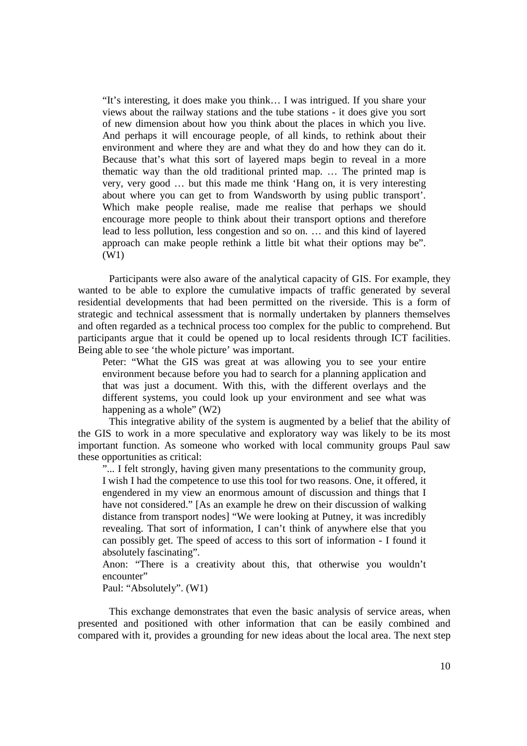> "It's interesting, it does make you think… I was intrigued. If you share your views about the railway stations and the tube stations - it does give you sort of new dimension about how you think about the places in which you live. And perhaps it will encourage people, of all kinds, to rethink about their environment and where they are and what they do and how they can do it. Because that's what this sort of layered maps begin to reveal in a more thematic way than the old traditional printed map. … The printed map is very, very good … but this made me think 'Hang on, it is very interesting about where you can get to from Wandsworth by using public transport'. Which make people realise, made me realise that perhaps we should encourage more people to think about their transport options and therefore lead to less pollution, less congestion and so on. … and this kind of layered approach can make people rethink a little bit what their options may be". (W1)

Participants were also aware of the analytical capacity of GIS. For example, they wanted to be able to explore the cumulative impacts of traffic generated by several residential developments that had been permitted on the riverside. This is a form of strategic and technical assessment that is normally undertaken by planners themselves and often regarded as a technical process too complex for the public to comprehend. But participants argue that it could be opened up to local residents through ICT facilities. Being able to see 'the whole picture' was important.

> Peter: "What the GIS was great at was allowing you to see your entire environment because before you had to search for a planning application and that was just a document. With this, with the different overlays and the different systems, you could look up your environment and see what was happening as a whole" (W2)

This integrative ability of the system is augmented by a belief that the ability of the GIS to work in a more speculative and exploratory way was likely to be its most important function. As someone who worked with local community groups Paul saw these opportunities as critical:

> "... I felt strongly, having given many presentations to the community group, I wish I had the competence to use this tool for two reasons. One, it offered, it engendered in my view an enormous amount of discussion and things that I have not considered." [As an example he drew on their discussion of walking distance from transport nodes] "We were looking at Putney, it was incredibly revealing. That sort of information, I can't think of anywhere else that you can possibly get. The speed of access to this sort of information - I found it absolutely fascinating".
>
> Anon: "There is a creativity about this, that otherwise you wouldn't encounter"
>
> Paul: "Absolutely". (W1)

This exchange demonstrates that even the basic analysis of service areas, when presented and positioned with other information that can be easily combined and compared with it, provides a grounding for new ideas about the local area. The next step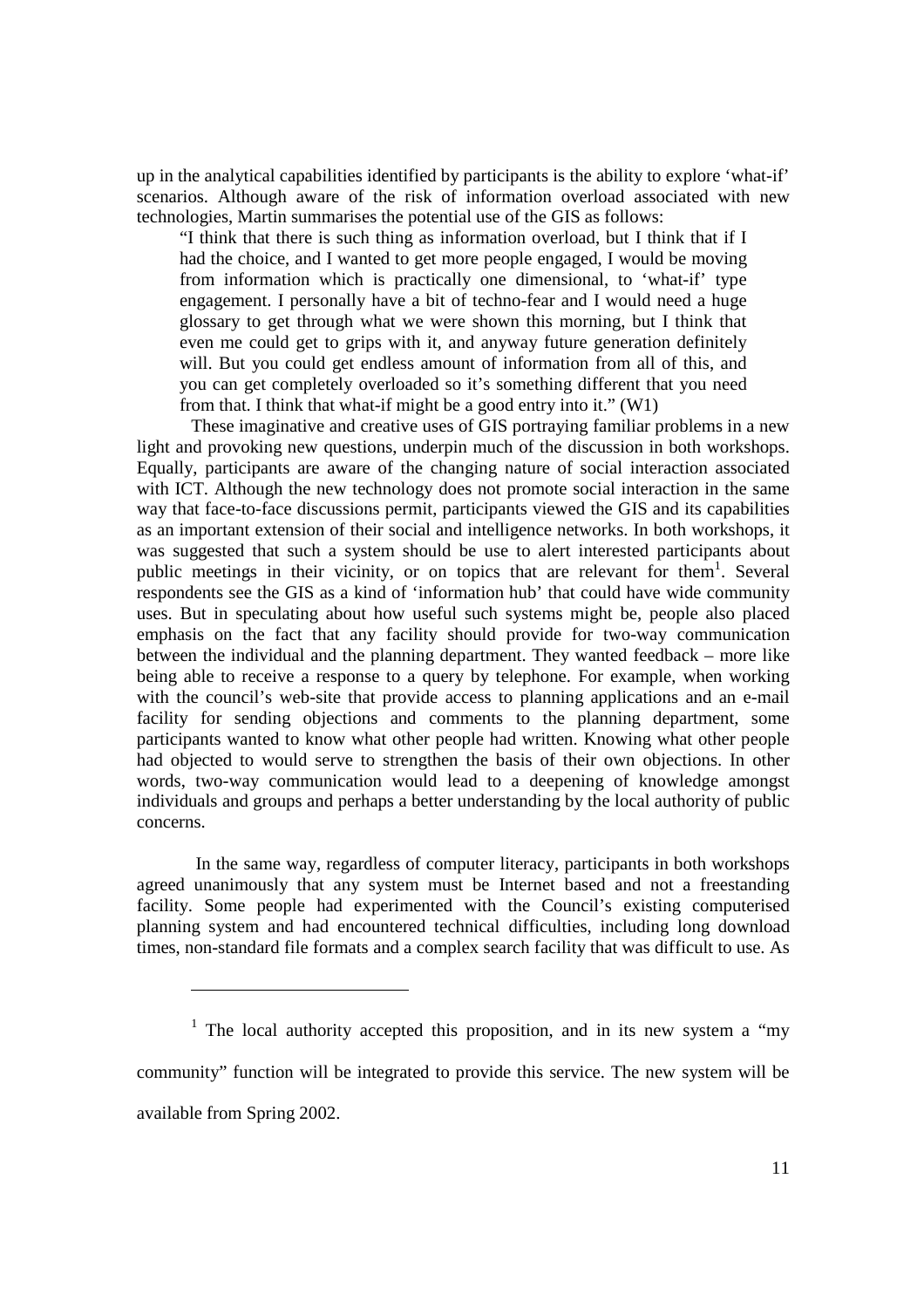up in the analytical capabilities identified by participants is the ability to explore 'what-if' scenarios. Although aware of the risk of information overload associated with new technologies, Martin summarises the potential use of the GIS as follows:

> "I think that there is such thing as information overload, but I think that if I had the choice, and I wanted to get more people engaged, I would be moving from information which is practically one dimensional, to 'what-if' type engagement. I personally have a bit of techno-fear and I would need a huge glossary to get through what we were shown this morning, but I think that even me could get to grips with it, and anyway future generation definitely will. But you could get endless amount of information from all of this, and you can get completely overloaded so it's something different that you need from that. I think that what-if might be a good entry into it." (W1)

These imaginative and creative uses of GIS portraying familiar problems in a new light and provoking new questions, underpin much of the discussion in both workshops. Equally, participants are aware of the changing nature of social interaction associated with ICT. Although the new technology does not promote social interaction in the same way that face-to-face discussions permit, participants viewed the GIS and its capabilities as an important extension of their social and intelligence networks. In both workshops, it was suggested that such a system should be use to alert interested participants about public meetings in their vicinity, or on topics that are relevant for them[1]. Several respondents see the GIS as a kind of 'information hub' that could have wide community uses. But in speculating about how useful such systems might be, people also placed emphasis on the fact that any facility should provide for two-way communication between the individual and the planning department. They wanted feedback – more like being able to receive a response to a query by telephone. For example, when working with the council's web-site that provide access to planning applications and an e-mail facility for sending objections and comments to the planning department, some participants wanted to know what other people had written. Knowing what other people had objected to would serve to strengthen the basis of their own objections. In other words, two-way communication would lead to a deepening of knowledge amongst individuals and groups and perhaps a better understanding by the local authority of public concerns.

In the same way, regardless of computer literacy, participants in both workshops agreed unanimously that any system must be Internet based and not a freestanding facility. Some people had experimented with the Council's existing computerised planning system and had encountered technical difficulties, including long download times, non-standard file formats and a complex search facility that was difficult to use. As

[1] The local authority accepted this proposition, and in its new system a "my community" function will be integrated to provide this service. The new system will be available from Spring 2002.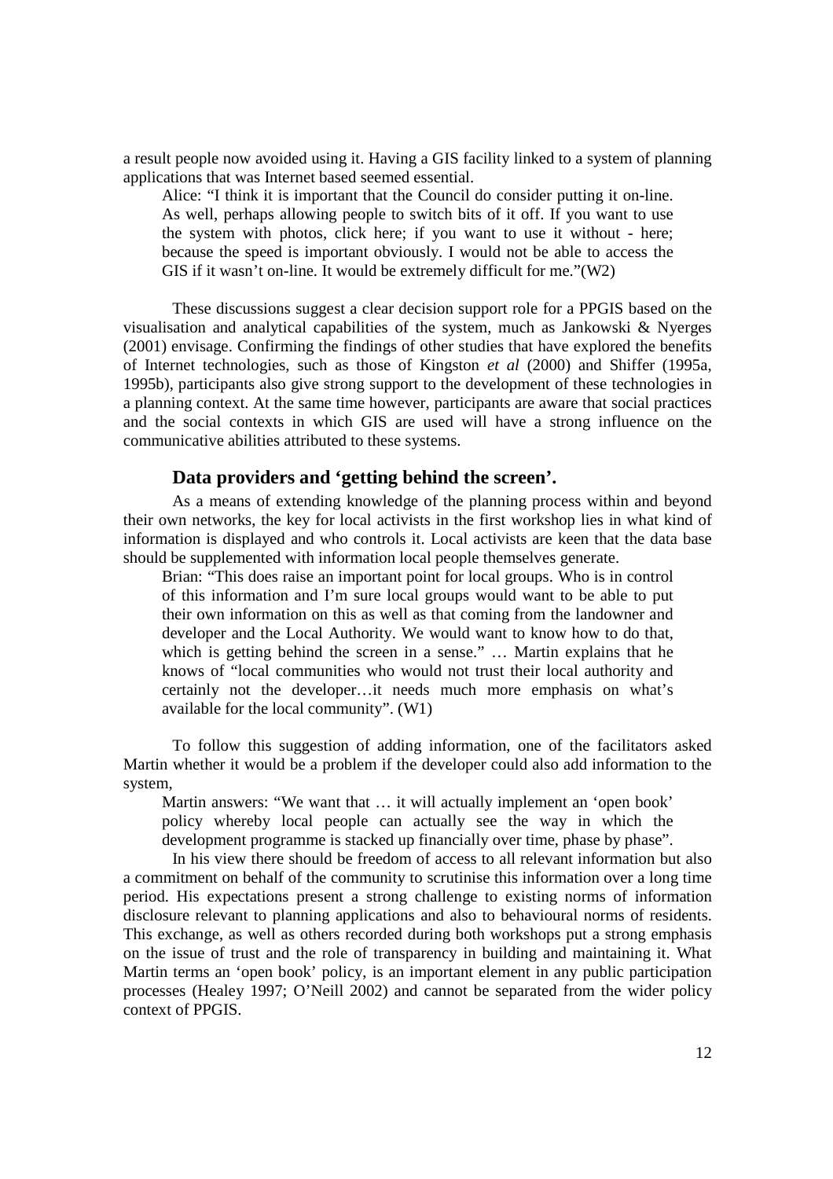a result people now avoided using it. Having a GIS facility linked to a system of planning applications that was Internet based seemed essential.

> Alice: "I think it is important that the Council do consider putting it on-line. As well, perhaps allowing people to switch bits of it off. If you want to use the system with photos, click here; if you want to use it without - here; because the speed is important obviously. I would not be able to access the GIS if it wasn't on-line. It would be extremely difficult for me."(W2)

These discussions suggest a clear decision support role for a PPGIS based on the visualisation and analytical capabilities of the system, much as Jankowski & Nyerges (2001) envisage. Confirming the findings of other studies that have explored the benefits of Internet technologies, such as those of Kingston *et al* (2000) and Shiffer (1995a, 1995b), participants also give strong support to the development of these technologies in a planning context. At the same time however, participants are aware that social practices and the social contexts in which GIS are used will have a strong influence on the communicative abilities attributed to these systems.

### Data providers and 'getting behind the screen'.

As a means of extending knowledge of the planning process within and beyond their own networks, the key for local activists in the first workshop lies in what kind of information is displayed and who controls it. Local activists are keen that the data base should be supplemented with information local people themselves generate.

> Brian: "This does raise an important point for local groups. Who is in control of this information and I'm sure local groups would want to be able to put their own information on this as well as that coming from the landowner and developer and the Local Authority. We would want to know how to do that, which is getting behind the screen in a sense." … Martin explains that he knows of "local communities who would not trust their local authority and certainly not the developer…it needs much more emphasis on what's available for the local community". (W1)

To follow this suggestion of adding information, one of the facilitators asked Martin whether it would be a problem if the developer could also add information to the system,

> Martin answers: "We want that … it will actually implement an 'open book' policy whereby local people can actually see the way in which the development programme is stacked up financially over time, phase by phase".

In his view there should be freedom of access to all relevant information but also a commitment on behalf of the community to scrutinise this information over a long time period. His expectations present a strong challenge to existing norms of information disclosure relevant to planning applications and also to behavioural norms of residents. This exchange, as well as others recorded during both workshops put a strong emphasis on the issue of trust and the role of transparency in building and maintaining it. What Martin terms an 'open book' policy, is an important element in any public participation processes (Healey 1997; O'Neill 2002) and cannot be separated from the wider policy context of PPGIS.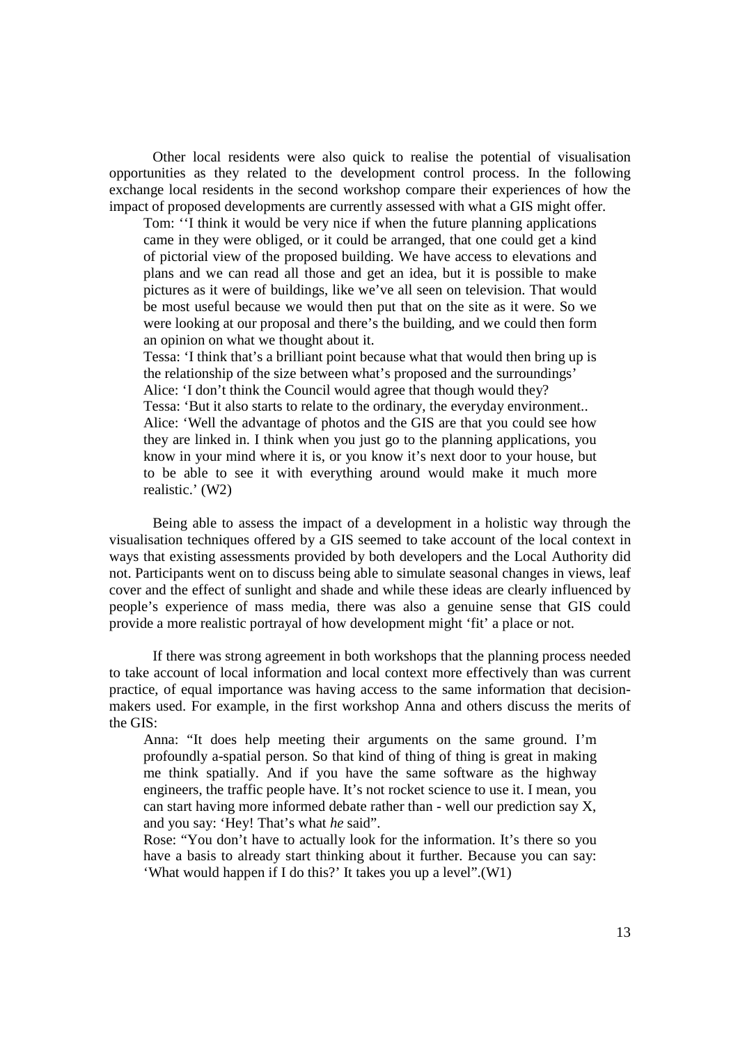Other local residents were also quick to realise the potential of visualisation opportunities as they related to the development control process. In the following exchange local residents in the second workshop compare their experiences of how the impact of proposed developments are currently assessed with what a GIS might offer.

> Tom: ''I think it would be very nice if when the future planning applications came in they were obliged, or it could be arranged, that one could get a kind of pictorial view of the proposed building. We have access to elevations and plans and we can read all those and get an idea, but it is possible to make pictures as it were of buildings, like we've all seen on television. That would be most useful because we would then put that on the site as it were. So we were looking at our proposal and there's the building, and we could then form an opinion on what we thought about it.
>
> Tessa: 'I think that's a brilliant point because what that would then bring up is the relationship of the size between what's proposed and the surroundings'
>
> Alice: 'I don't think the Council would agree that though would they?
>
> Tessa: 'But it also starts to relate to the ordinary, the everyday environment..
>
> Alice: 'Well the advantage of photos and the GIS are that you could see how they are linked in. I think when you just go to the planning applications, you know in your mind where it is, or you know it's next door to your house, but to be able to see it with everything around would make it much more realistic.' (W2)

Being able to assess the impact of a development in a holistic way through the visualisation techniques offered by a GIS seemed to take account of the local context in ways that existing assessments provided by both developers and the Local Authority did not. Participants went on to discuss being able to simulate seasonal changes in views, leaf cover and the effect of sunlight and shade and while these ideas are clearly influenced by people's experience of mass media, there was also a genuine sense that GIS could provide a more realistic portrayal of how development might 'fit' a place or not.

If there was strong agreement in both workshops that the planning process needed to take account of local information and local context more effectively than was current practice, of equal importance was having access to the same information that decision-makers used. For example, in the first workshop Anna and others discuss the merits of the GIS:

> Anna: "It does help meeting their arguments on the same ground. I'm profoundly a-spatial person. So that kind of thing of thing is great in making me think spatially. And if you have the same software as the highway engineers, the traffic people have. It's not rocket science to use it. I mean, you can start having more informed debate rather than - well our prediction say X, and you say: 'Hey! That's what *he* said".
>
> Rose: "You don't have to actually look for the information. It's there so you have a basis to already start thinking about it further. Because you can say: 'What would happen if I do this?' It takes you up a level".(W1)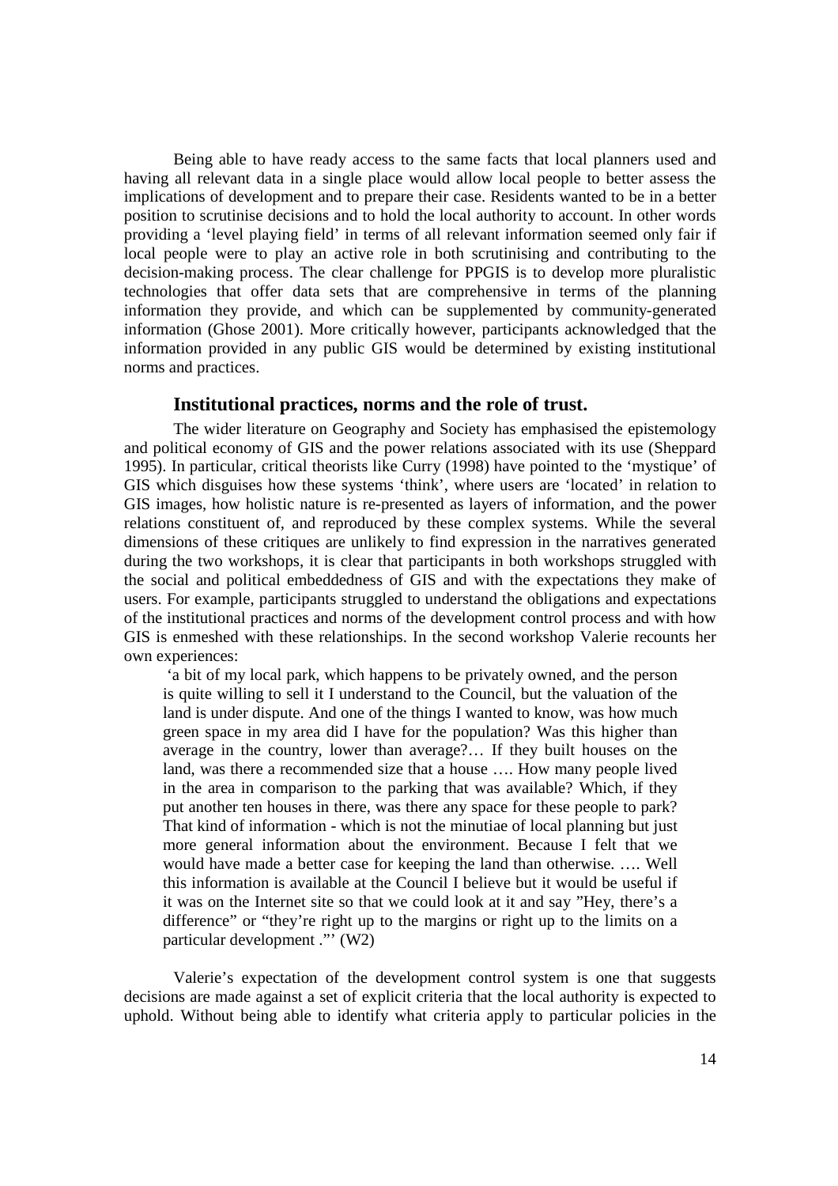Being able to have ready access to the same facts that local planners used and having all relevant data in a single place would allow local people to better assess the implications of development and to prepare their case. Residents wanted to be in a better position to scrutinise decisions and to hold the local authority to account. In other words providing a 'level playing field' in terms of all relevant information seemed only fair if local people were to play an active role in both scrutinising and contributing to the decision-making process. The clear challenge for PPGIS is to develop more pluralistic technologies that offer data sets that are comprehensive in terms of the planning information they provide, and which can be supplemented by community-generated information (Ghose 2001). More critically however, participants acknowledged that the information provided in any public GIS would be determined by existing institutional norms and practices.

### Institutional practices, norms and the role of trust.

The wider literature on Geography and Society has emphasised the epistemology and political economy of GIS and the power relations associated with its use (Sheppard 1995). In particular, critical theorists like Curry (1998) have pointed to the 'mystique' of GIS which disguises how these systems 'think', where users are 'located' in relation to GIS images, how holistic nature is re-presented as layers of information, and the power relations constituent of, and reproduced by these complex systems. While the several dimensions of these critiques are unlikely to find expression in the narratives generated during the two workshops, it is clear that participants in both workshops struggled with the social and political embeddedness of GIS and with the expectations they make of users. For example, participants struggled to understand the obligations and expectations of the institutional practices and norms of the development control process and with how GIS is enmeshed with these relationships. In the second workshop Valerie recounts her own experiences:

> 'a bit of my local park, which happens to be privately owned, and the person is quite willing to sell it I understand to the Council, but the valuation of the land is under dispute. And one of the things I wanted to know, was how much green space in my area did I have for the population? Was this higher than average in the country, lower than average?… If they built houses on the land, was there a recommended size that a house …. How many people lived in the area in comparison to the parking that was available? Which, if they put another ten houses in there, was there any space for these people to park? That kind of information - which is not the minutiae of local planning but just more general information about the environment. Because I felt that we would have made a better case for keeping the land than otherwise. …. Well this information is available at the Council I believe but it would be useful if it was on the Internet site so that we could look at it and say "Hey, there's a difference" or "they're right up to the margins or right up to the limits on a particular development ."' (W2)

Valerie's expectation of the development control system is one that suggests decisions are made against a set of explicit criteria that the local authority is expected to uphold. Without being able to identify what criteria apply to particular policies in the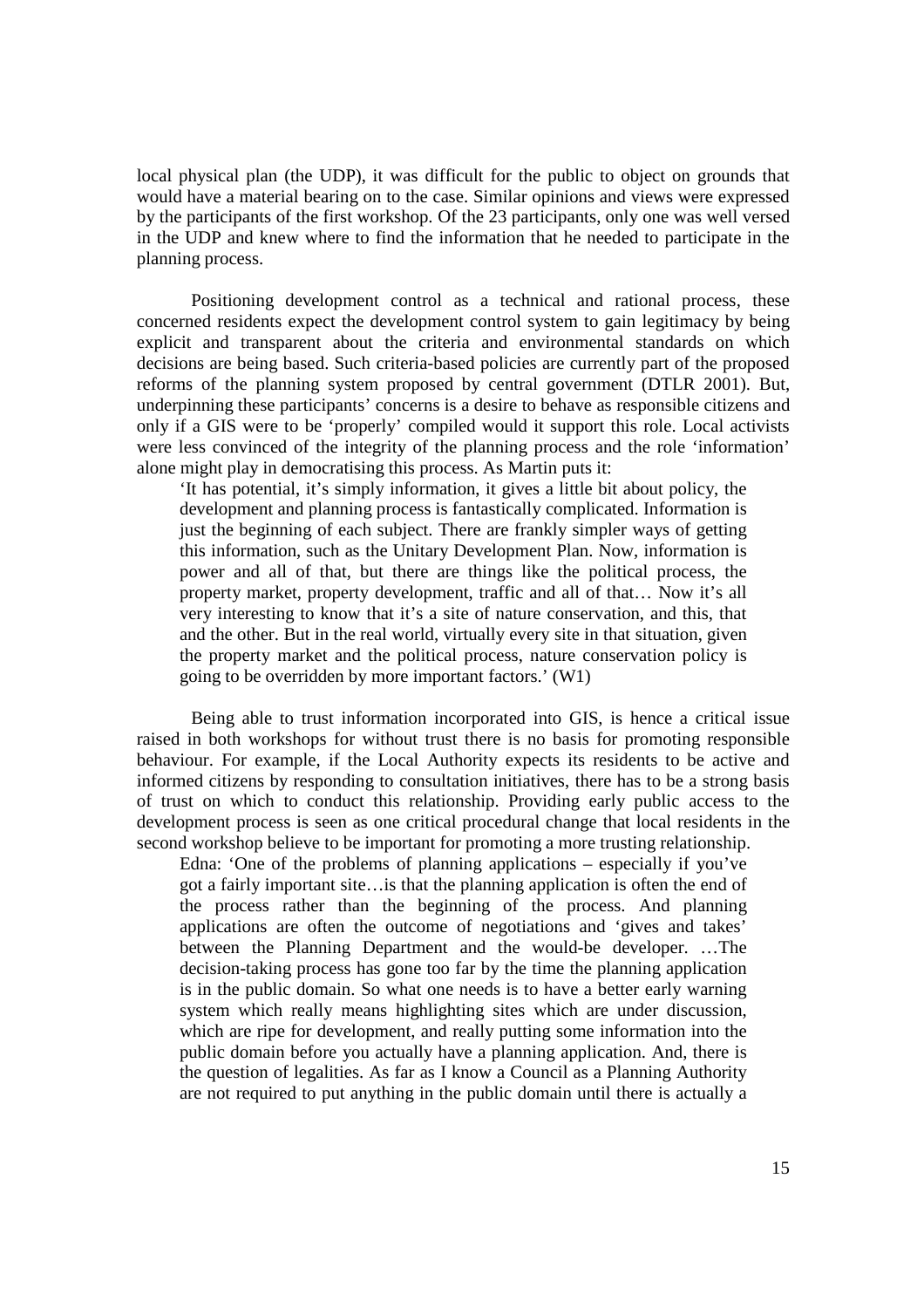local physical plan (the UDP), it was difficult for the public to object on grounds that would have a material bearing on to the case. Similar opinions and views were expressed by the participants of the first workshop. Of the 23 participants, only one was well versed in the UDP and knew where to find the information that he needed to participate in the planning process.

Positioning development control as a technical and rational process, these concerned residents expect the development control system to gain legitimacy by being explicit and transparent about the criteria and environmental standards on which decisions are being based. Such criteria-based policies are currently part of the proposed reforms of the planning system proposed by central government (DTLR 2001). But, underpinning these participants' concerns is a desire to behave as responsible citizens and only if a GIS were to be 'properly' compiled would it support this role. Local activists were less convinced of the integrity of the planning process and the role 'information' alone might play in democratising this process. As Martin puts it:

> 'It has potential, it's simply information, it gives a little bit about policy, the development and planning process is fantastically complicated. Information is just the beginning of each subject. There are frankly simpler ways of getting this information, such as the Unitary Development Plan. Now, information is power and all of that, but there are things like the political process, the property market, property development, traffic and all of that… Now it's all very interesting to know that it's a site of nature conservation, and this, that and the other. But in the real world, virtually every site in that situation, given the property market and the political process, nature conservation policy is going to be overridden by more important factors.' (W1)

Being able to trust information incorporated into GIS, is hence a critical issue raised in both workshops for without trust there is no basis for promoting responsible behaviour. For example, if the Local Authority expects its residents to be active and informed citizens by responding to consultation initiatives, there has to be a strong basis of trust on which to conduct this relationship. Providing early public access to the development process is seen as one critical procedural change that local residents in the second workshop believe to be important for promoting a more trusting relationship.

> Edna: 'One of the problems of planning applications – especially if you've got a fairly important site…is that the planning application is often the end of the process rather than the beginning of the process. And planning applications are often the outcome of negotiations and 'gives and takes' between the Planning Department and the would-be developer. …The decision-taking process has gone too far by the time the planning application is in the public domain. So what one needs is to have a better early warning system which really means highlighting sites which are under discussion, which are ripe for development, and really putting some information into the public domain before you actually have a planning application. And, there is the question of legalities. As far as I know a Council as a Planning Authority are not required to put anything in the public domain until there is actually a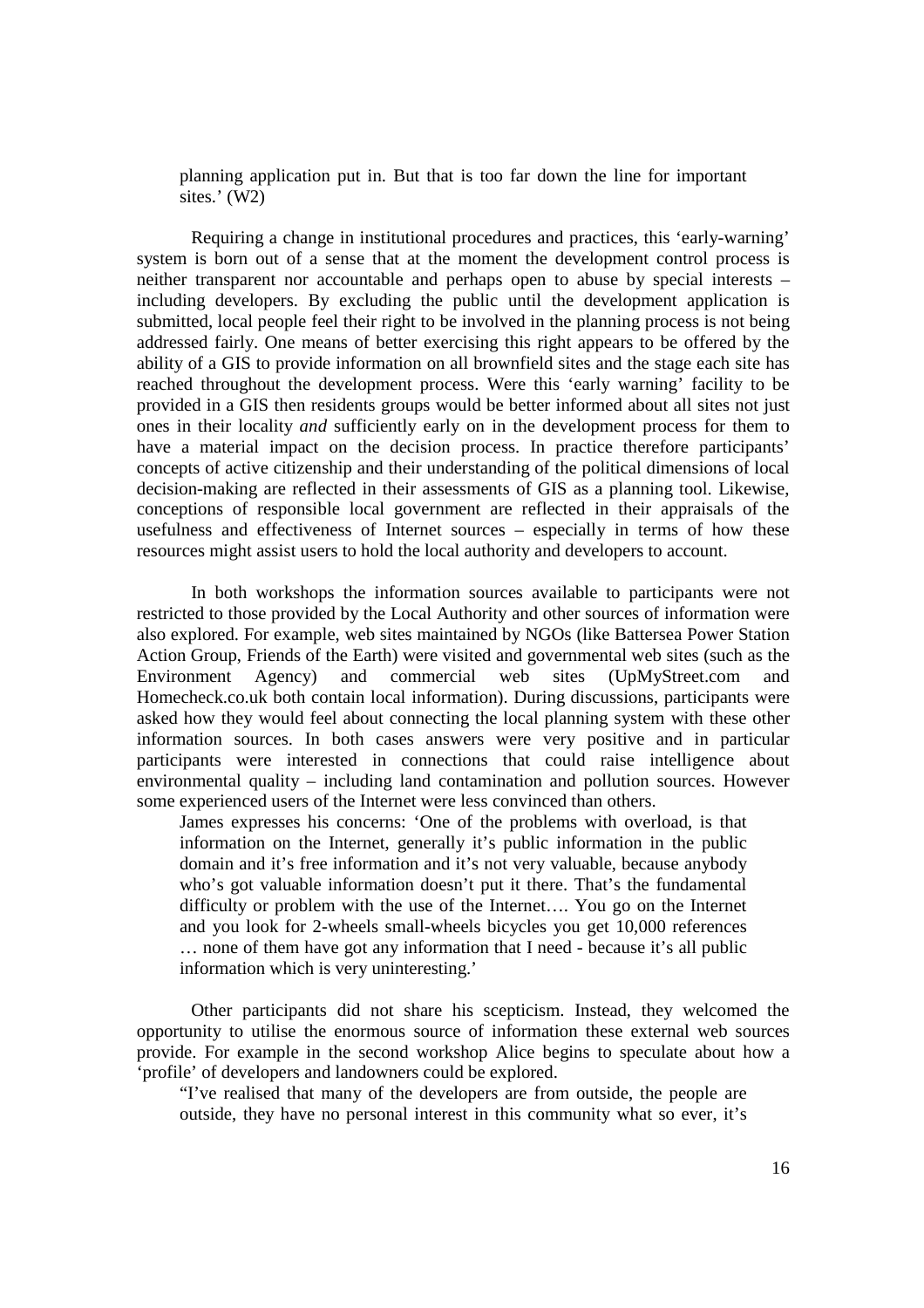planning application put in. But that is too far down the line for important sites.' (W2)

Requiring a change in institutional procedures and practices, this 'early-warning' system is born out of a sense that at the moment the development control process is neither transparent nor accountable and perhaps open to abuse by special interests – including developers. By excluding the public until the development application is submitted, local people feel their right to be involved in the planning process is not being addressed fairly. One means of better exercising this right appears to be offered by the ability of a GIS to provide information on all brownfield sites and the stage each site has reached throughout the development process. Were this 'early warning' facility to be provided in a GIS then residents groups would be better informed about all sites not just ones in their locality *and* sufficiently early on in the development process for them to have a material impact on the decision process. In practice therefore participants' concepts of active citizenship and their understanding of the political dimensions of local decision-making are reflected in their assessments of GIS as a planning tool. Likewise, conceptions of responsible local government are reflected in their appraisals of the usefulness and effectiveness of Internet sources – especially in terms of how these resources might assist users to hold the local authority and developers to account.

In both workshops the information sources available to participants were not restricted to those provided by the Local Authority and other sources of information were also explored. For example, web sites maintained by NGOs (like Battersea Power Station Action Group, Friends of the Earth) were visited and governmental web sites (such as the Environment Agency) and commercial web sites (UpMyStreet.com and Homecheck.co.uk both contain local information). During discussions, participants were asked how they would feel about connecting the local planning system with these other information sources. In both cases answers were very positive and in particular participants were interested in connections that could raise intelligence about environmental quality – including land contamination and pollution sources. However some experienced users of the Internet were less convinced than others.

> James expresses his concerns: 'One of the problems with overload, is that information on the Internet, generally it's public information in the public domain and it's free information and it's not very valuable, because anybody who's got valuable information doesn't put it there. That's the fundamental difficulty or problem with the use of the Internet…. You go on the Internet and you look for 2-wheels small-wheels bicycles you get 10,000 references … none of them have got any information that I need - because it's all public information which is very uninteresting.'

Other participants did not share his scepticism. Instead, they welcomed the opportunity to utilise the enormous source of information these external web sources provide. For example in the second workshop Alice begins to speculate about how a 'profile' of developers and landowners could be explored.

> "I've realised that many of the developers are from outside, the people are outside, they have no personal interest in this community what so ever, it's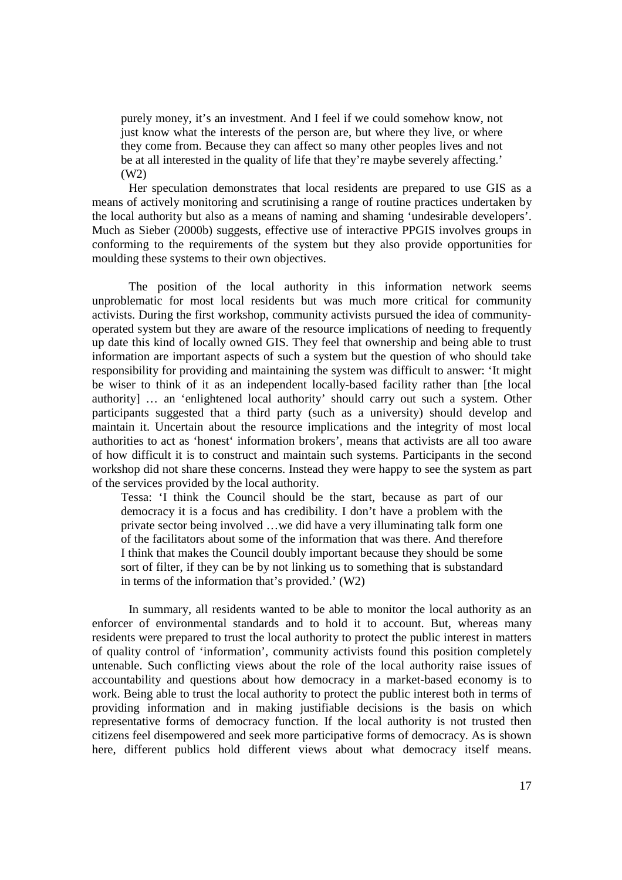> purely money, it's an investment. And I feel if we could somehow know, not just know what the interests of the person are, but where they live, or where they come from. Because they can affect so many other peoples lives and not be at all interested in the quality of life that they're maybe severely affecting.' (W2)

Her speculation demonstrates that local residents are prepared to use GIS as a means of actively monitoring and scrutinising a range of routine practices undertaken by the local authority but also as a means of naming and shaming 'undesirable developers'. Much as Sieber (2000b) suggests, effective use of interactive PPGIS involves groups in conforming to the requirements of the system but they also provide opportunities for moulding these systems to their own objectives.

The position of the local authority in this information network seems unproblematic for most local residents but was much more critical for community activists. During the first workshop, community activists pursued the idea of community-operated system but they are aware of the resource implications of needing to frequently up date this kind of locally owned GIS. They feel that ownership and being able to trust information are important aspects of such a system but the question of who should take responsibility for providing and maintaining the system was difficult to answer: 'It might be wiser to think of it as an independent locally-based facility rather than [the local authority] … an 'enlightened local authority' should carry out such a system. Other participants suggested that a third party (such as a university) should develop and maintain it. Uncertain about the resource implications and the integrity of most local authorities to act as 'honest' information brokers', means that activists are all too aware of how difficult it is to construct and maintain such systems. Participants in the second workshop did not share these concerns. Instead they were happy to see the system as part of the services provided by the local authority.

> Tessa: 'I think the Council should be the start, because as part of our democracy it is a focus and has credibility. I don't have a problem with the private sector being involved …we did have a very illuminating talk form one of the facilitators about some of the information that was there. And therefore I think that makes the Council doubly important because they should be some sort of filter, if they can be by not linking us to something that is substandard in terms of the information that's provided.' (W2)

In summary, all residents wanted to be able to monitor the local authority as an enforcer of environmental standards and to hold it to account. But, whereas many residents were prepared to trust the local authority to protect the public interest in matters of quality control of 'information', community activists found this position completely untenable. Such conflicting views about the role of the local authority raise issues of accountability and questions about how democracy in a market-based economy is to work. Being able to trust the local authority to protect the public interest both in terms of providing information and in making justifiable decisions is the basis on which representative forms of democracy function. If the local authority is not trusted then citizens feel disempowered and seek more participative forms of democracy. As is shown here, different publics hold different views about what democracy itself means.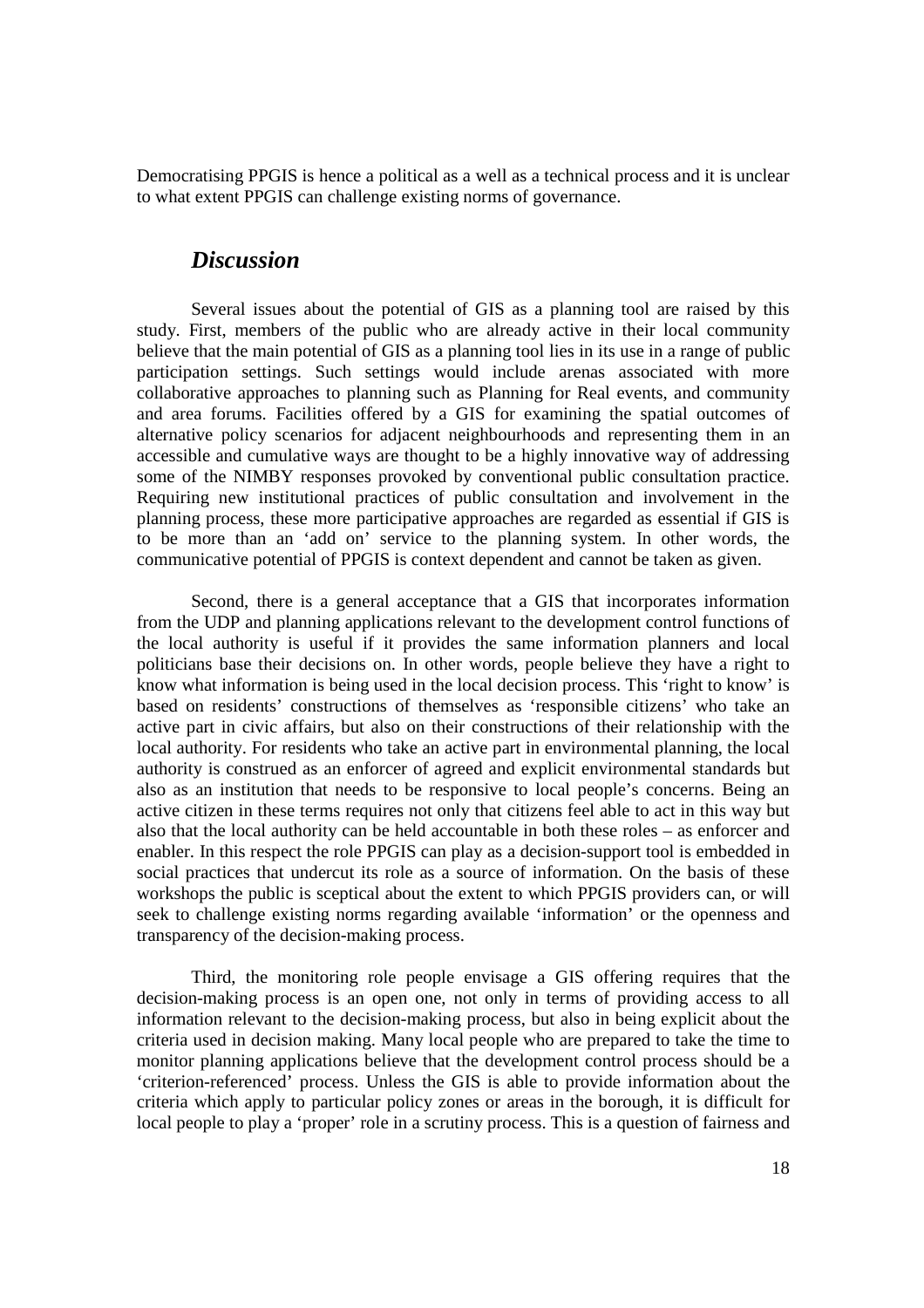Democratising PPGIS is hence a political as a well as a technical process and it is unclear to what extent PPGIS can challenge existing norms of governance.

## *Discussion*

Several issues about the potential of GIS as a planning tool are raised by this study. First, members of the public who are already active in their local community believe that the main potential of GIS as a planning tool lies in its use in a range of public participation settings. Such settings would include arenas associated with more collaborative approaches to planning such as Planning for Real events, and community and area forums. Facilities offered by a GIS for examining the spatial outcomes of alternative policy scenarios for adjacent neighbourhoods and representing them in an accessible and cumulative ways are thought to be a highly innovative way of addressing some of the NIMBY responses provoked by conventional public consultation practice. Requiring new institutional practices of public consultation and involvement in the planning process, these more participative approaches are regarded as essential if GIS is to be more than an 'add on' service to the planning system. In other words, the communicative potential of PPGIS is context dependent and cannot be taken as given.

Second, there is a general acceptance that a GIS that incorporates information from the UDP and planning applications relevant to the development control functions of the local authority is useful if it provides the same information planners and local politicians base their decisions on. In other words, people believe they have a right to know what information is being used in the local decision process. This 'right to know' is based on residents' constructions of themselves as 'responsible citizens' who take an active part in civic affairs, but also on their constructions of their relationship with the local authority. For residents who take an active part in environmental planning, the local authority is construed as an enforcer of agreed and explicit environmental standards but also as an institution that needs to be responsive to local people's concerns. Being an active citizen in these terms requires not only that citizens feel able to act in this way but also that the local authority can be held accountable in both these roles – as enforcer and enabler. In this respect the role PPGIS can play as a decision-support tool is embedded in social practices that undercut its role as a source of information. On the basis of these workshops the public is sceptical about the extent to which PPGIS providers can, or will seek to challenge existing norms regarding available 'information' or the openness and transparency of the decision-making process.

Third, the monitoring role people envisage a GIS offering requires that the decision-making process is an open one, not only in terms of providing access to all information relevant to the decision-making process, but also in being explicit about the criteria used in decision making. Many local people who are prepared to take the time to monitor planning applications believe that the development control process should be a 'criterion-referenced' process. Unless the GIS is able to provide information about the criteria which apply to particular policy zones or areas in the borough, it is difficult for local people to play a 'proper' role in a scrutiny process. This is a question of fairness and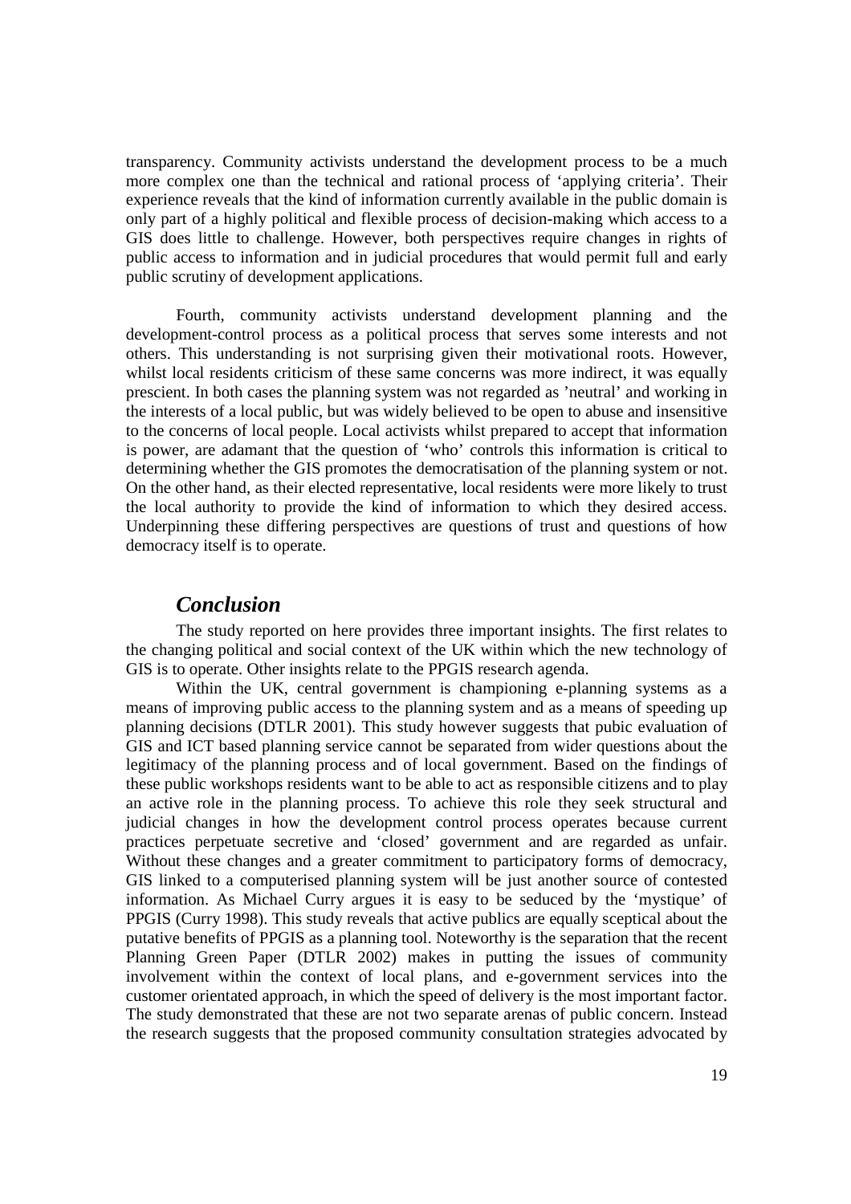transparency. Community activists understand the development process to be a much more complex one than the technical and rational process of 'applying criteria'. Their experience reveals that the kind of information currently available in the public domain is only part of a highly political and flexible process of decision-making which access to a GIS does little to challenge. However, both perspectives require changes in rights of public access to information and in judicial procedures that would permit full and early public scrutiny of development applications.

Fourth, community activists understand development planning and the development-control process as a political process that serves some interests and not others. This understanding is not surprising given their motivational roots. However, whilst local residents criticism of these same concerns was more indirect, it was equally prescient. In both cases the planning system was not regarded as 'neutral' and working in the interests of a local public, but was widely believed to be open to abuse and insensitive to the concerns of local people. Local activists whilst prepared to accept that information is power, are adamant that the question of 'who' controls this information is critical to determining whether the GIS promotes the democratisation of the planning system or not. On the other hand, as their elected representative, local residents were more likely to trust the local authority to provide the kind of information to which they desired access. Underpinning these differing perspectives are questions of trust and questions of how democracy itself is to operate.

## *Conclusion*

The study reported on here provides three important insights. The first relates to the changing political and social context of the UK within which the new technology of GIS is to operate. Other insights relate to the PPGIS research agenda.

Within the UK, central government is championing e-planning systems as a means of improving public access to the planning system and as a means of speeding up planning decisions (DTLR 2001). This study however suggests that pubic evaluation of GIS and ICT based planning service cannot be separated from wider questions about the legitimacy of the planning process and of local government. Based on the findings of these public workshops residents want to be able to act as responsible citizens and to play an active role in the planning process. To achieve this role they seek structural and judicial changes in how the development control process operates because current practices perpetuate secretive and 'closed' government and are regarded as unfair. Without these changes and a greater commitment to participatory forms of democracy, GIS linked to a computerised planning system will be just another source of contested information. As Michael Curry argues it is easy to be seduced by the 'mystique' of PPGIS (Curry 1998). This study reveals that active publics are equally sceptical about the putative benefits of PPGIS as a planning tool. Noteworthy is the separation that the recent Planning Green Paper (DTLR 2002) makes in putting the issues of community involvement within the context of local plans, and e-government services into the customer orientated approach, in which the speed of delivery is the most important factor. The study demonstrated that these are not two separate arenas of public concern. Instead the research suggests that the proposed community consultation strategies advocated by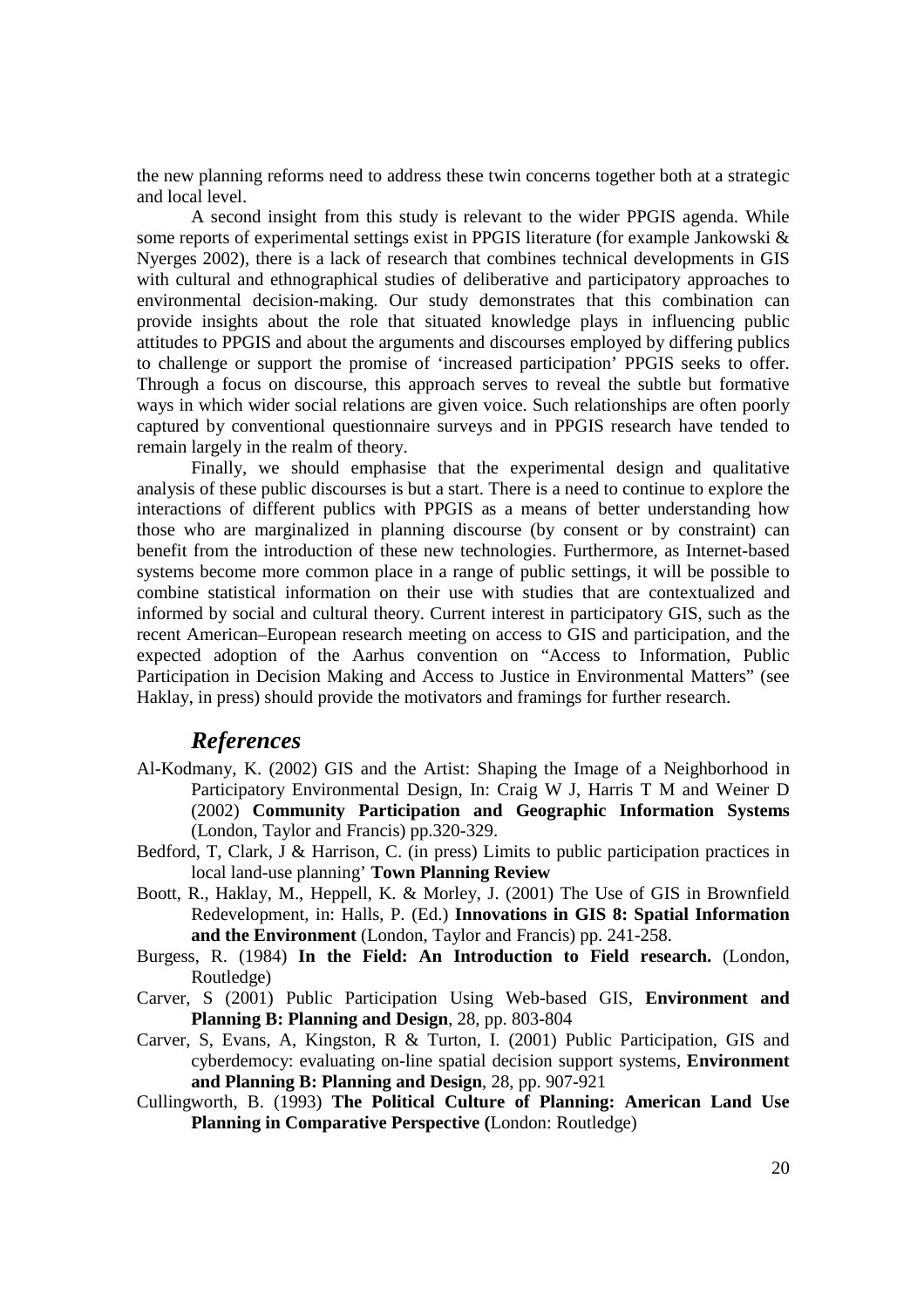the new planning reforms need to address these twin concerns together both at a strategic and local level.

A second insight from this study is relevant to the wider PPGIS agenda. While some reports of experimental settings exist in PPGIS literature (for example Jankowski & Nyerges 2002), there is a lack of research that combines technical developments in GIS with cultural and ethnographical studies of deliberative and participatory approaches to environmental decision-making. Our study demonstrates that this combination can provide insights about the role that situated knowledge plays in influencing public attitudes to PPGIS and about the arguments and discourses employed by differing publics to challenge or support the promise of 'increased participation' PPGIS seeks to offer. Through a focus on discourse, this approach serves to reveal the subtle but formative ways in which wider social relations are given voice. Such relationships are often poorly captured by conventional questionnaire surveys and in PPGIS research have tended to remain largely in the realm of theory.

Finally, we should emphasise that the experimental design and qualitative analysis of these public discourses is but a start. There is a need to continue to explore the interactions of different publics with PPGIS as a means of better understanding how those who are marginalized in planning discourse (by consent or by constraint) can benefit from the introduction of these new technologies. Furthermore, as Internet-based systems become more common place in a range of public settings, it will be possible to combine statistical information on their use with studies that are contextualized and informed by social and cultural theory. Current interest in participatory GIS, such as the recent American–European research meeting on access to GIS and participation, and the expected adoption of the Aarhus convention on "Access to Information, Public Participation in Decision Making and Access to Justice in Environmental Matters" (see Haklay, in press) should provide the motivators and framings for further research.

## *References*

Al-Kodmany, K. (2002) GIS and the Artist: Shaping the Image of a Neighborhood in Participatory Environmental Design, In: Craig W J, Harris T M and Weiner D (2002) **Community Participation and Geographic Information Systems** (London, Taylor and Francis) pp.320-329.

Bedford, T, Clark, J & Harrison, C. (in press) Limits to public participation practices in local land-use planning' **Town Planning Review**

Boott, R., Haklay, M., Heppell, K. & Morley, J. (2001) The Use of GIS in Brownfield Redevelopment, in: Halls, P. (Ed.) **Innovations in GIS 8: Spatial Information and the Environment** (London, Taylor and Francis) pp. 241-258.

Burgess, R. (1984) **In the Field: An Introduction to Field research.** (London, Routledge)

Carver, S (2001) Public Participation Using Web-based GIS, **Environment and Planning B: Planning and Design**, 28, pp. 803-804

Carver, S, Evans, A, Kingston, R & Turton, I. (2001) Public Participation, GIS and cyberdemocy: evaluating on-line spatial decision support systems, **Environment and Planning B: Planning and Design**, 28, pp. 907-921

Cullingworth, B. (1993) **The Political Culture of Planning: American Land Use Planning in Comparative Perspective (**London: Routledge)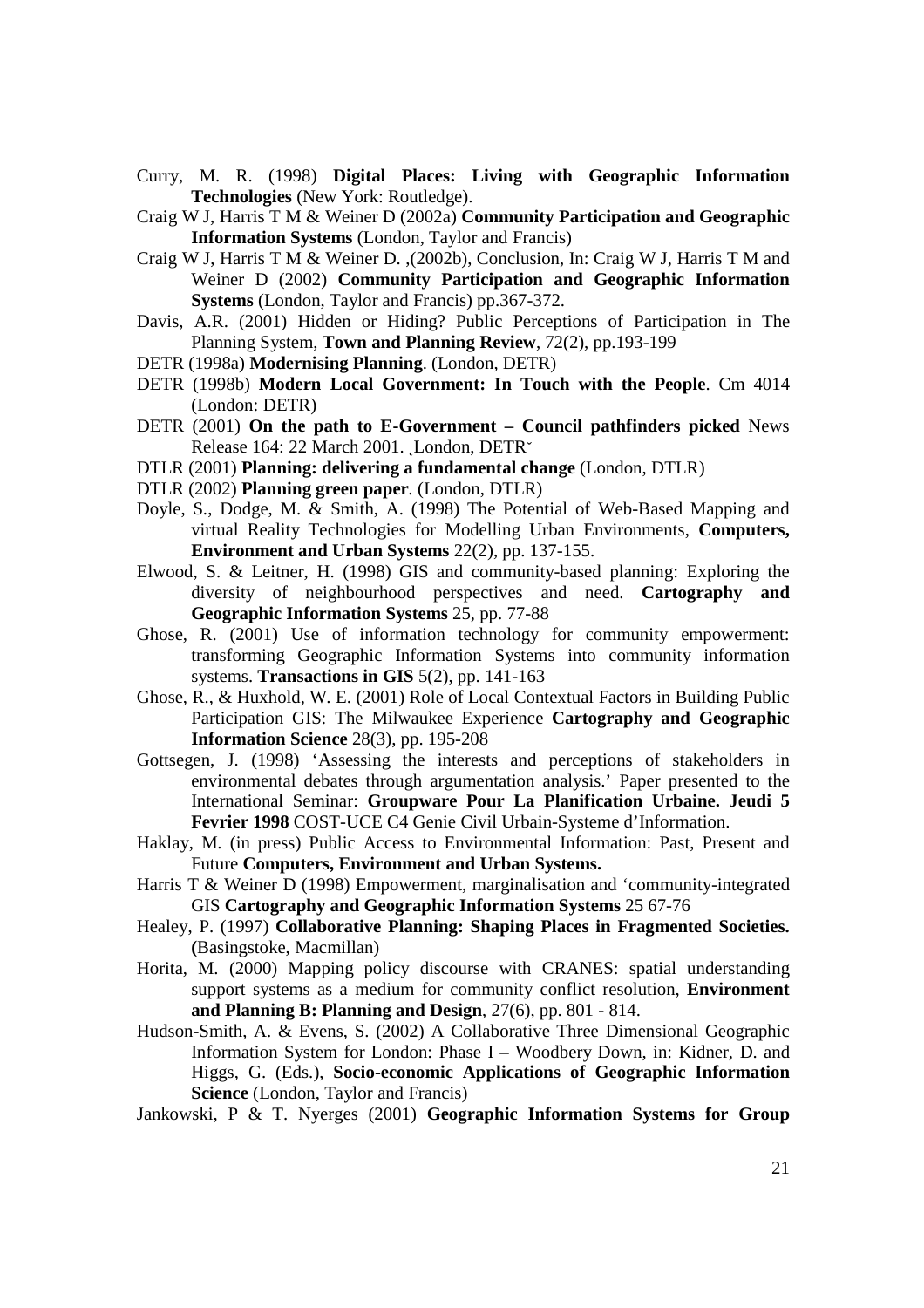Curry, M. R. (1998) **Digital Places: Living with Geographic Information Technologies** (New York: Routledge).

Craig W J, Harris T M & Weiner D (2002a) **Community Participation and Geographic Information Systems** (London, Taylor and Francis)

Craig W J, Harris T M & Weiner D. ,(2002b), Conclusion, In: Craig W J, Harris T M and Weiner D (2002) **Community Participation and Geographic Information Systems** (London, Taylor and Francis) pp.367-372.

Davis, A.R. (2001) Hidden or Hiding? Public Perceptions of Participation in The Planning System, **Town and Planning Review**, 72(2), pp.193-199

DETR (1998a) **Modernising Planning**. (London, DETR)

DETR (1998b) **Modern Local Government: In Touch with the People**. Cm 4014 (London: DETR)

DETR (2001) **On the path to E-Government – Council pathfinders picked** News Release 164: 22 March 2001. ¸London, DETR˘

DTLR (2001) **Planning: delivering a fundamental change** (London, DTLR)

DTLR (2002) **Planning green paper**. (London, DTLR)

Doyle, S., Dodge, M. & Smith, A. (1998) The Potential of Web-Based Mapping and virtual Reality Technologies for Modelling Urban Environments, **Computers, Environment and Urban Systems** 22(2), pp. 137-155.

Elwood, S. & Leitner, H. (1998) GIS and community-based planning: Exploring the diversity of neighbourhood perspectives and need. **Cartography and Geographic Information Systems** 25, pp. 77-88

Ghose, R. (2001) Use of information technology for community empowerment: transforming Geographic Information Systems into community information systems. **Transactions in GIS** 5(2), pp. 141-163

Ghose, R., & Huxhold, W. E. (2001) Role of Local Contextual Factors in Building Public Participation GIS: The Milwaukee Experience **Cartography and Geographic Information Science** 28(3), pp. 195-208

Gottsegen, J. (1998) 'Assessing the interests and perceptions of stakeholders in environmental debates through argumentation analysis.' Paper presented to the International Seminar: **Groupware Pour La Planification Urbaine. Jeudi 5 Fevrier 1998** COST-UCE C4 Genie Civil Urbain-Systeme d'Information.

Haklay, M. (in press) Public Access to Environmental Information: Past, Present and Future **Computers, Environment and Urban Systems.**

Harris T & Weiner D (1998) Empowerment, marginalisation and 'community-integrated GIS **Cartography and Geographic Information Systems** 25 67-76

Healey, P. (1997) **Collaborative Planning: Shaping Places in Fragmented Societies. (**Basingstoke, Macmillan)

Horita, M. (2000) Mapping policy discourse with CRANES: spatial understanding support systems as a medium for community conflict resolution, **Environment and Planning B: Planning and Design**, 27(6), pp. 801 - 814.

Hudson-Smith, A. & Evens, S. (2002) A Collaborative Three Dimensional Geographic Information System for London: Phase I – Woodbery Down, in: Kidner, D. and Higgs, G. (Eds.), **Socio-economic Applications of Geographic Information Science** (London, Taylor and Francis)

Jankowski, P & T. Nyerges (2001) **Geographic Information Systems for Group**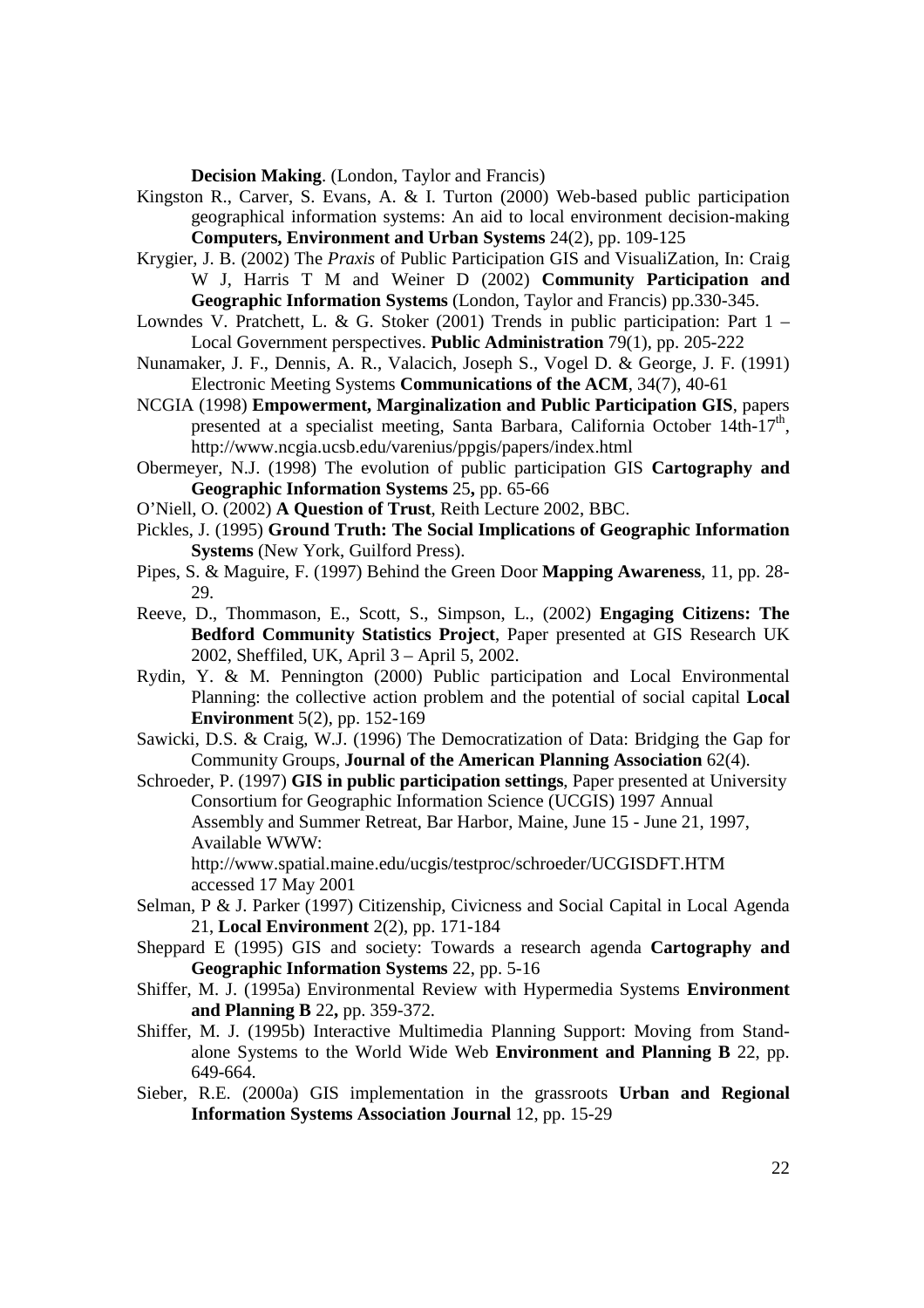**Decision Making**. (London, Taylor and Francis)

Kingston R., Carver, S. Evans, A. & I. Turton (2000) Web-based public participation geographical information systems: An aid to local environment decision-making **Computers, Environment and Urban Systems** 24(2), pp. 109-125

Krygier, J. B. (2002) The *Praxis* of Public Participation GIS and VisualiZation, In: Craig W J, Harris T M and Weiner D (2002) **Community Participation and Geographic Information Systems** (London, Taylor and Francis) pp.330-345.

Lowndes V. Pratchett, L. & G. Stoker (2001) Trends in public participation: Part 1 – Local Government perspectives. **Public Administration** 79(1), pp. 205-222

Nunamaker, J. F., Dennis, A. R., Valacich, Joseph S., Vogel D. & George, J. F. (1991) Electronic Meeting Systems **Communications of the ACM**, 34(7), 40-61

NCGIA (1998) **Empowerment, Marginalization and Public Participation GIS**, papers presented at a specialist meeting, Santa Barbara, California October 14th-17th, http://www.ncgia.ucsb.edu/varenius/ppgis/papers/index.html

Obermeyer, N.J. (1998) The evolution of public participation GIS **Cartography and Geographic Information Systems** 25**,** pp. 65-66

O'Niell, O. (2002) **A Question of Trust**, Reith Lecture 2002, BBC.

Pickles, J. (1995) **Ground Truth: The Social Implications of Geographic Information Systems** (New York, Guilford Press).

Pipes, S. & Maguire, F. (1997) Behind the Green Door **Mapping Awareness**, 11, pp. 28-29.

Reeve, D., Thommason, E., Scott, S., Simpson, L., (2002) **Engaging Citizens: The Bedford Community Statistics Project**, Paper presented at GIS Research UK 2002, Sheffiled, UK, April 3 – April 5, 2002.

Rydin, Y. & M. Pennington (2000) Public participation and Local Environmental Planning: the collective action problem and the potential of social capital **Local Environment** 5(2), pp. 152-169

Sawicki, D.S. & Craig, W.J. (1996) The Democratization of Data: Bridging the Gap for Community Groups, **Journal of the American Planning Association** 62(4).

Schroeder, P. (1997) **GIS in public participation settings**, Paper presented at University Consortium for Geographic Information Science (UCGIS) 1997 Annual Assembly and Summer Retreat, Bar Harbor, Maine, June 15 - June 21, 1997, Available WWW: http://www.spatial.maine.edu/ucgis/testproc/schroeder/UCGISDFT.HTM accessed 17 May 2001

Selman, P & J. Parker (1997) Citizenship, Civicness and Social Capital in Local Agenda 21, **Local Environment** 2(2), pp. 171-184

Sheppard E (1995) GIS and society: Towards a research agenda **Cartography and Geographic Information Systems** 22, pp. 5-16

Shiffer, M. J. (1995a) Environmental Review with Hypermedia Systems **Environment and Planning B** 22**,** pp. 359-372.

Shiffer, M. J. (1995b) Interactive Multimedia Planning Support: Moving from Stand-alone Systems to the World Wide Web **Environment and Planning B** 22, pp. 649-664.

Sieber, R.E. (2000a) GIS implementation in the grassroots **Urban and Regional Information Systems Association Journal** 12, pp. 15-29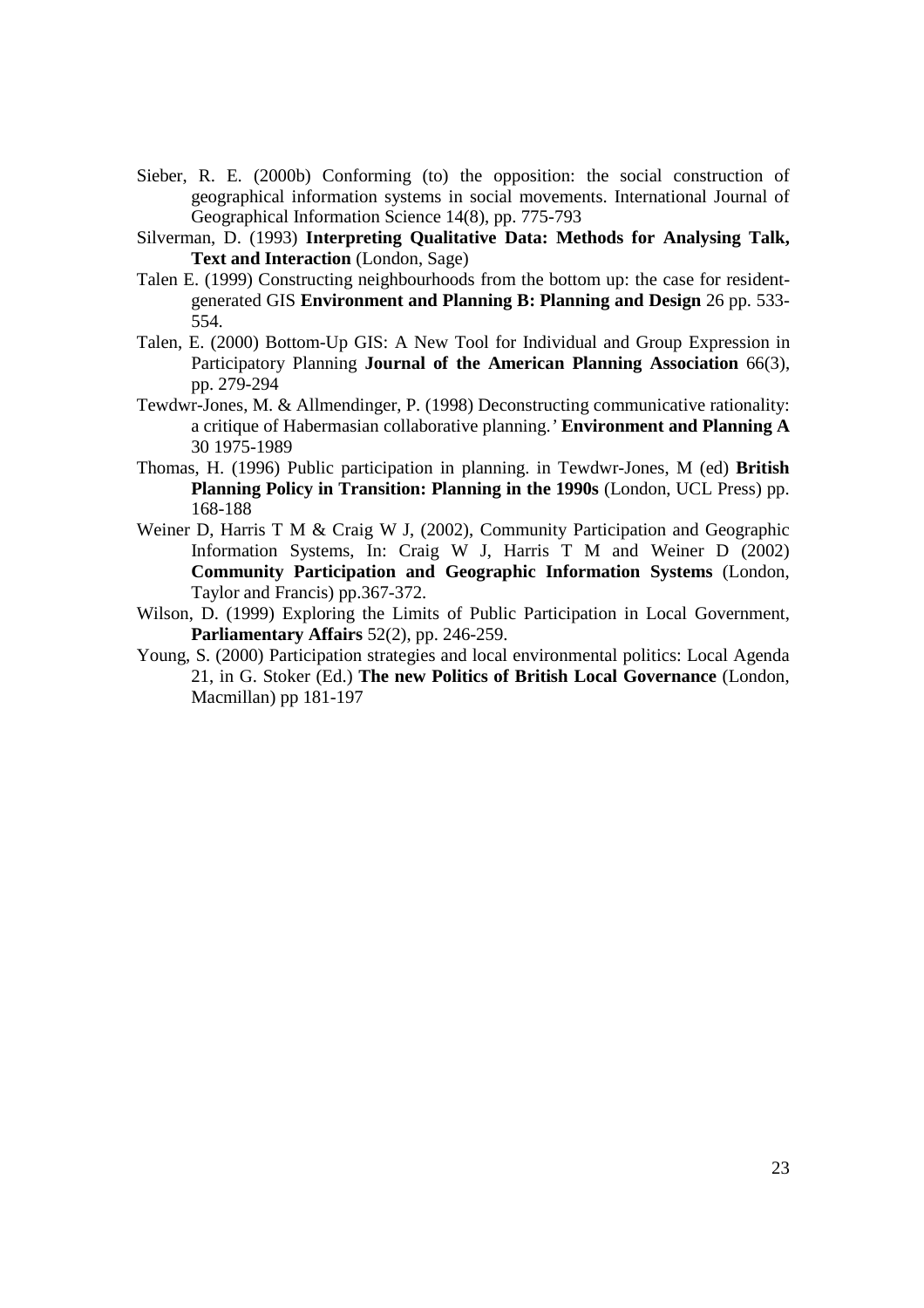Sieber, R. E. (2000b) Conforming (to) the opposition: the social construction of geographical information systems in social movements. International Journal of Geographical Information Science 14(8), pp. 775-793

Silverman, D. (1993) **Interpreting Qualitative Data: Methods for Analysing Talk, Text and Interaction** (London, Sage)

Talen E. (1999) Constructing neighbourhoods from the bottom up: the case for resident-generated GIS **Environment and Planning B: Planning and Design** 26 pp. 533-554.

Talen, E. (2000) Bottom-Up GIS: A New Tool for Individual and Group Expression in Participatory Planning **Journal of the American Planning Association** 66(3), pp. 279-294

Tewdwr-Jones, M. & Allmendinger, P. (1998) Deconstructing communicative rationality: a critique of Habermasian collaborative planning.' **Environment and Planning A** 30 1975-1989

Thomas, H. (1996) Public participation in planning. in Tewdwr-Jones, M (ed) **British Planning Policy in Transition: Planning in the 1990s** (London, UCL Press) pp. 168-188

Weiner D, Harris T M & Craig W J, (2002), Community Participation and Geographic Information Systems, In: Craig W J, Harris T M and Weiner D (2002) **Community Participation and Geographic Information Systems** (London, Taylor and Francis) pp.367-372.

Wilson, D. (1999) Exploring the Limits of Public Participation in Local Government, **Parliamentary Affairs** 52(2), pp. 246-259.

Young, S. (2000) Participation strategies and local environmental politics: Local Agenda 21, in G. Stoker (Ed.) **The new Politics of British Local Governance** (London, Macmillan) pp 181-197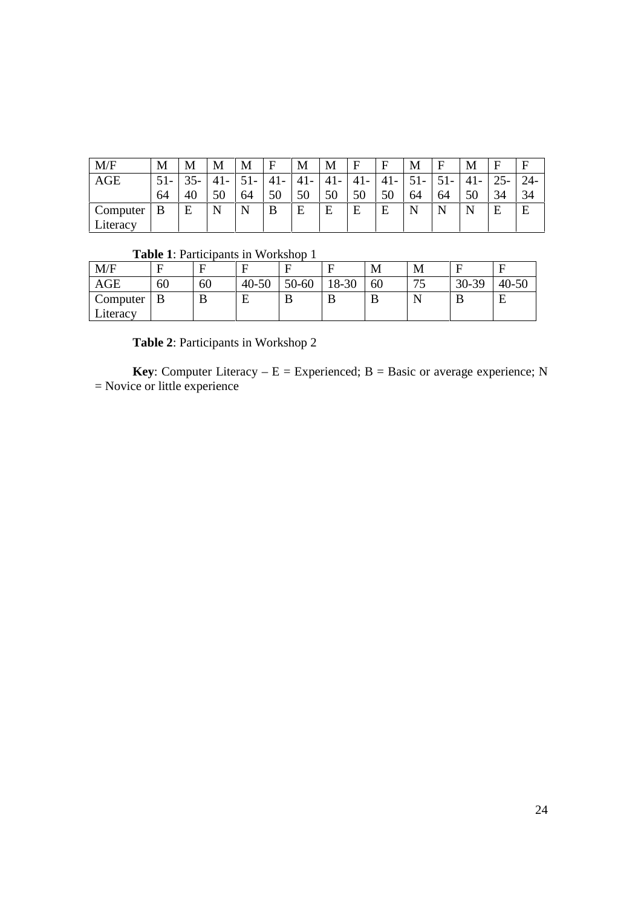| M/F | M | M | M | M | F | M | M | F | F | M | F | M | F | F |
|---|---|---|---|---|---|---|---|---|---|---|---|---|---|---|
| AGE | 51-64 | 35-40 | 41-50 | 51-64 | 41-50 | 41-50 | 41-50 | 41-50 | 41-50 | 51-64 | 51-64 | 41-50 | 25-34 | 24-34 |
| Computer Literacy | B | E | N | N | B | E | E | E | E | N | N | N | E | E |

**Table 1**: Participants in Workshop 1

| M/F | F | F | F | F | F | M | M | F | F |
|---|---|---|---|---|---|---|---|---|---|
| AGE | 60 | 60 | 40-50 | 50-60 | 18-30 | 60 | 75 | 30-39 | 40-50 |
| Computer Literacy | B | B | E | B | B | B | N | B | E |

**Table 2**: Participants in Workshop 2

**Key**: Computer Literacy – E = Experienced; B = Basic or average experience; N = Novice or little experience